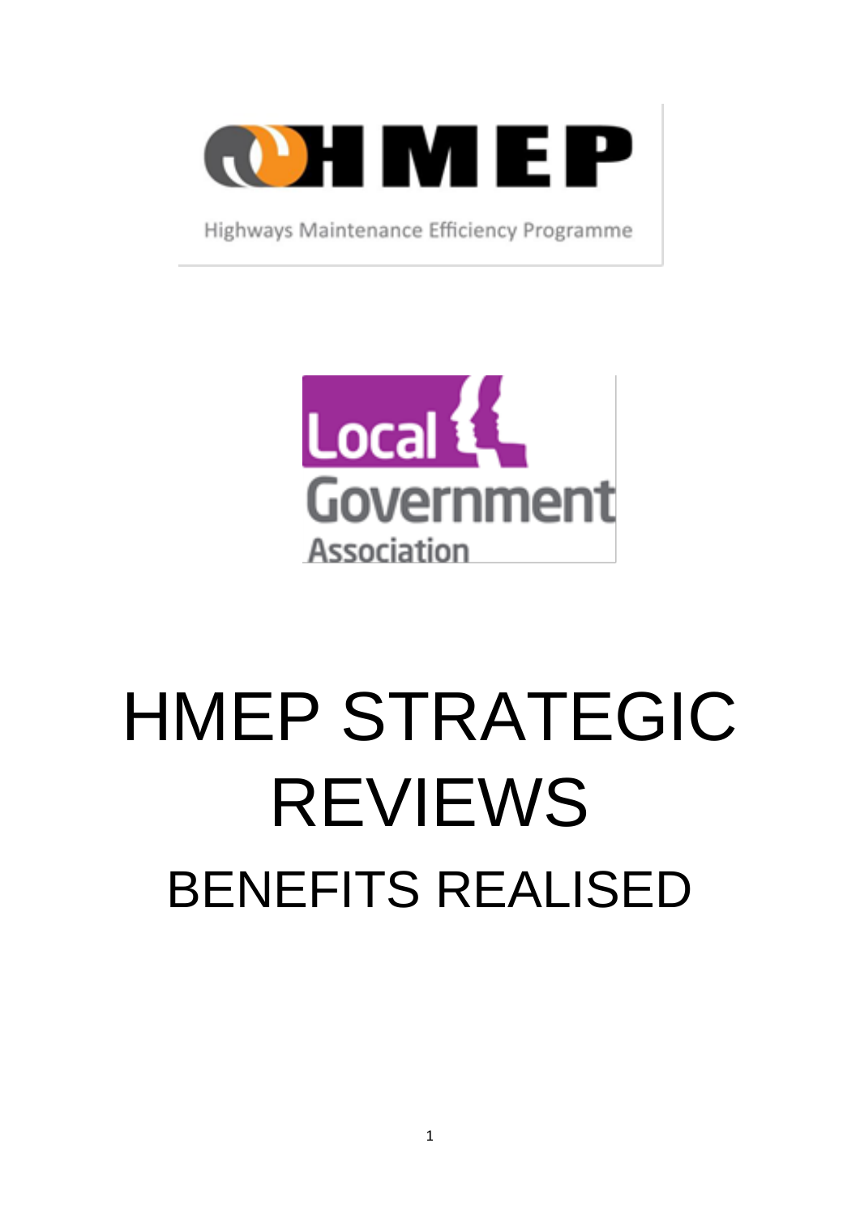HMEP

Highways Maintenance Efficiency Programme

Local Government Association

# HMEP STRATEGIC REVIEWS

## BENEFITS REALISED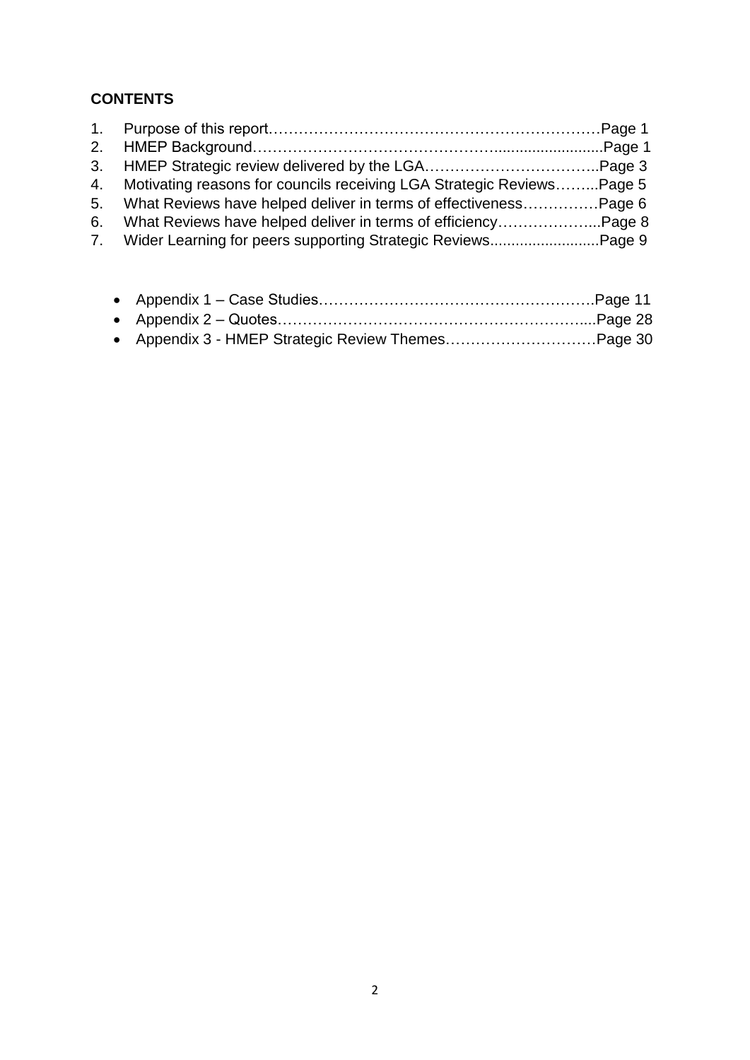**CONTENTS**

1. Purpose of this report……………………………………………………….Page 1
2. HMEP Background………………………………………...........................Page 1
3. HMEP Strategic review delivered by the LGA……………………………..Page 3
4. Motivating reasons for councils receiving LGA Strategic Reviews……...Page 5
5. What Reviews have helped deliver in terms of effectiveness……………Page 6
6. What Reviews have helped deliver in terms of efficiency………………...Page 8
7. Wider Learning for peers supporting Strategic Reviews..........................Page 9

- Appendix 1 – Case Studies……………………………………………….Page 11
- Appendix 2 – Quotes……………………………………………………....Page 28
- Appendix 3 - HMEP Strategic Review Themes…………………………Page 30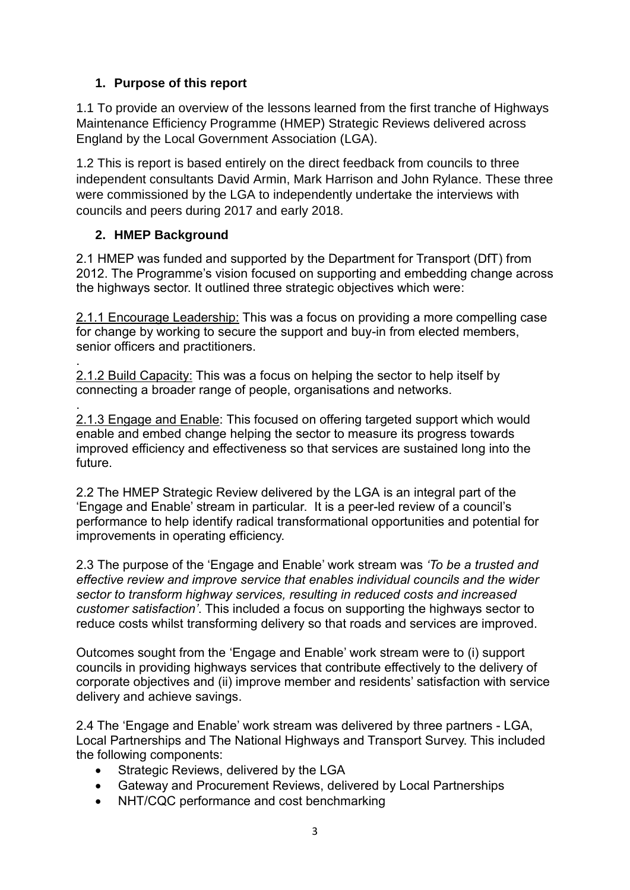## 1. Purpose of this report

1.1 To provide an overview of the lessons learned from the first tranche of Highways Maintenance Efficiency Programme (HMEP) Strategic Reviews delivered across England by the Local Government Association (LGA).

1.2 This is report is based entirely on the direct feedback from councils to three independent consultants David Armin, Mark Harrison and John Rylance. These three were commissioned by the LGA to independently undertake the interviews with councils and peers during 2017 and early 2018.

## 2. HMEP Background

2.1 HMEP was funded and supported by the Department for Transport (DfT) from 2012. The Programme's vision focused on supporting and embedding change across the highways sector. It outlined three strategic objectives which were:

2.1.1 Encourage Leadership: This was a focus on providing a more compelling case for change by working to secure the support and buy-in from elected members, senior officers and practitioners.

.
2.1.2 Build Capacity: This was a focus on helping the sector to help itself by connecting a broader range of people, organisations and networks.

.
2.1.3 Engage and Enable: This focused on offering targeted support which would enable and embed change helping the sector to measure its progress towards improved efficiency and effectiveness so that services are sustained long into the future.

2.2 The HMEP Strategic Review delivered by the LGA is an integral part of the 'Engage and Enable' stream in particular. It is a peer-led review of a council's performance to help identify radical transformational opportunities and potential for improvements in operating efficiency.

2.3 The purpose of the 'Engage and Enable' work stream was *'To be a trusted and effective review and improve service that enables individual councils and the wider sector to transform highway services, resulting in reduced costs and increased customer satisfaction'*. This included a focus on supporting the highways sector to reduce costs whilst transforming delivery so that roads and services are improved.

Outcomes sought from the 'Engage and Enable' work stream were to (i) support councils in providing highways services that contribute effectively to the delivery of corporate objectives and (ii) improve member and residents' satisfaction with service delivery and achieve savings.

2.4 The 'Engage and Enable' work stream was delivered by three partners - LGA, Local Partnerships and The National Highways and Transport Survey. This included the following components:

- Strategic Reviews, delivered by the LGA
- Gateway and Procurement Reviews, delivered by Local Partnerships
- NHT/CQC performance and cost benchmarking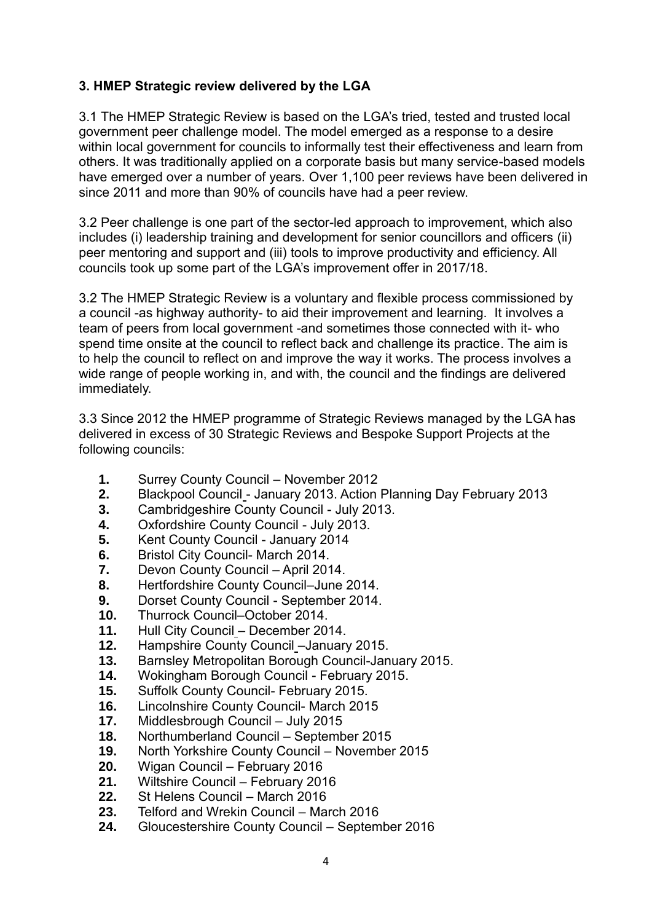### 3. HMEP Strategic review delivered by the LGA

3.1 The HMEP Strategic Review is based on the LGA's tried, tested and trusted local government peer challenge model. The model emerged as a response to a desire within local government for councils to informally test their effectiveness and learn from others. It was traditionally applied on a corporate basis but many service-based models have emerged over a number of years. Over 1,100 peer reviews have been delivered in since 2011 and more than 90% of councils have had a peer review.

3.2 Peer challenge is one part of the sector-led approach to improvement, which also includes (i) leadership training and development for senior councillors and officers (ii) peer mentoring and support and (iii) tools to improve productivity and efficiency. All councils took up some part of the LGA's improvement offer in 2017/18.

3.2 The HMEP Strategic Review is a voluntary and flexible process commissioned by a council -as highway authority- to aid their improvement and learning. It involves a team of peers from local government -and sometimes those connected with it- who spend time onsite at the council to reflect back and challenge its practice. The aim is to help the council to reflect on and improve the way it works. The process involves a wide range of people working in, and with, the council and the findings are delivered immediately.

3.3 Since 2012 the HMEP programme of Strategic Reviews managed by the LGA has delivered in excess of 30 Strategic Reviews and Bespoke Support Projects at the following councils:

1. Surrey County Council – November 2012
2. Blackpool Council - January 2013. Action Planning Day February 2013
3. Cambridgeshire County Council - July 2013.
4. Oxfordshire County Council - July 2013.
5. Kent County Council - January 2014
6. Bristol City Council- March 2014.
7. Devon County Council – April 2014.
8. Hertfordshire County Council–June 2014.
9. Dorset County Council - September 2014.
10. Thurrock Council–October 2014.
11. Hull City Council – December 2014.
12. Hampshire County Council –January 2015.
13. Barnsley Metropolitan Borough Council-January 2015.
14. Wokingham Borough Council - February 2015.
15. Suffolk County Council- February 2015.
16. Lincolnshire County Council- March 2015
17. Middlesbrough Council – July 2015
18. Northumberland Council – September 2015
19. North Yorkshire County Council – November 2015
20. Wigan Council – February 2016
21. Wiltshire Council – February 2016
22. St Helens Council – March 2016
23. Telford and Wrekin Council – March 2016
24. Gloucestershire County Council – September 2016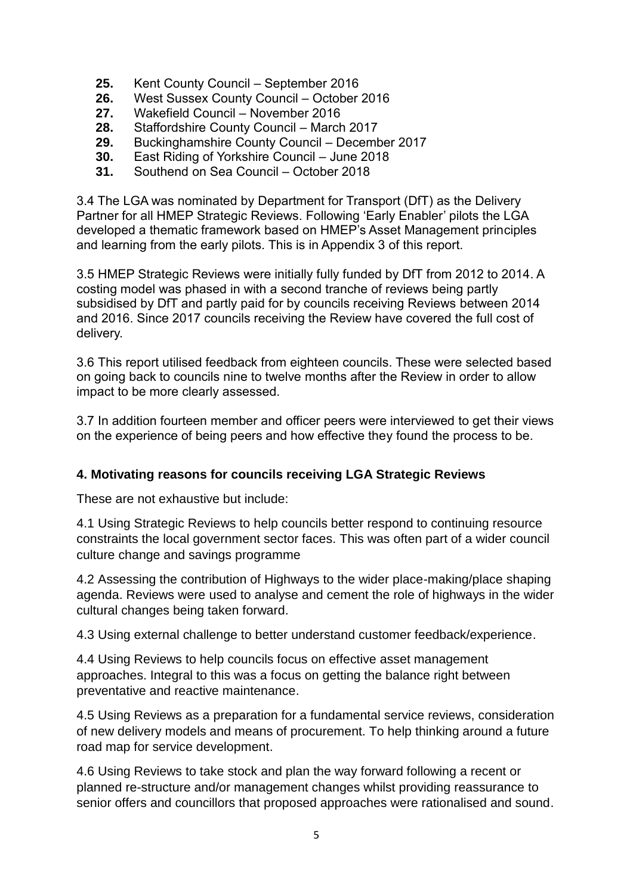25. Kent County Council – September 2016
26. West Sussex County Council – October 2016
27. Wakefield Council – November 2016
28. Staffordshire County Council – March 2017
29. Buckinghamshire County Council – December 2017
30. East Riding of Yorkshire Council – June 2018
31. Southend on Sea Council – October 2018

3.4 The LGA was nominated by Department for Transport (DfT) as the Delivery Partner for all HMEP Strategic Reviews. Following 'Early Enabler' pilots the LGA developed a thematic framework based on HMEP's Asset Management principles and learning from the early pilots. This is in Appendix 3 of this report.

3.5 HMEP Strategic Reviews were initially fully funded by DfT from 2012 to 2014. A costing model was phased in with a second tranche of reviews being partly subsidised by DfT and partly paid for by councils receiving Reviews between 2014 and 2016. Since 2017 councils receiving the Review have covered the full cost of delivery.

3.6 This report utilised feedback from eighteen councils. These were selected based on going back to councils nine to twelve months after the Review in order to allow impact to be more clearly assessed.

3.7 In addition fourteen member and officer peers were interviewed to get their views on the experience of being peers and how effective they found the process to be.

## 4. Motivating reasons for councils receiving LGA Strategic Reviews

These are not exhaustive but include:

4.1 Using Strategic Reviews to help councils better respond to continuing resource constraints the local government sector faces. This was often part of a wider council culture change and savings programme

4.2 Assessing the contribution of Highways to the wider place-making/place shaping agenda. Reviews were used to analyse and cement the role of highways in the wider cultural changes being taken forward.

4.3 Using external challenge to better understand customer feedback/experience.

4.4 Using Reviews to help councils focus on effective asset management approaches. Integral to this was a focus on getting the balance right between preventative and reactive maintenance.

4.5 Using Reviews as a preparation for a fundamental service reviews, consideration of new delivery models and means of procurement. To help thinking around a future road map for service development.

4.6 Using Reviews to take stock and plan the way forward following a recent or planned re-structure and/or management changes whilst providing reassurance to senior offers and councillors that proposed approaches were rationalised and sound.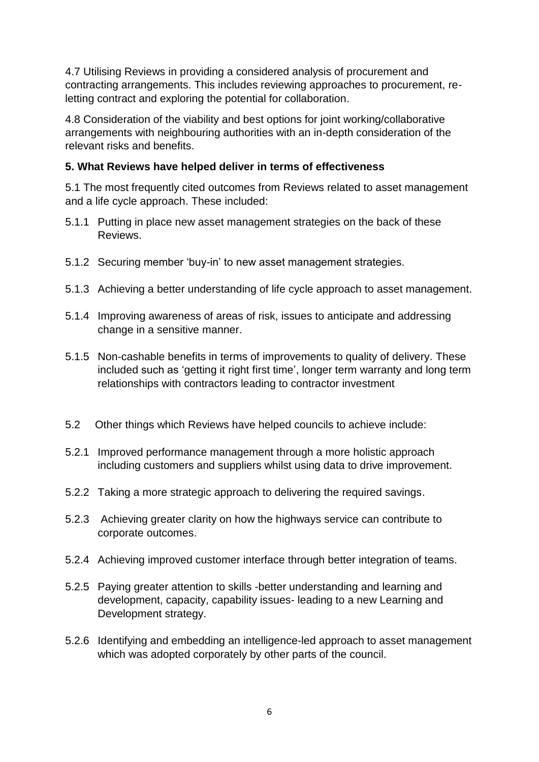4.7 Utilising Reviews in providing a considered analysis of procurement and contracting arrangements. This includes reviewing approaches to procurement, re-letting contract and exploring the potential for collaboration.

4.8 Consideration of the viability and best options for joint working/collaborative arrangements with neighbouring authorities with an in-depth consideration of the relevant risks and benefits.

**5. What Reviews have helped deliver in terms of effectiveness**

5.1 The most frequently cited outcomes from Reviews related to asset management and a life cycle approach. These included:

5.1.1 Putting in place new asset management strategies on the back of these Reviews.

5.1.2 Securing member 'buy-in' to new asset management strategies.

5.1.3 Achieving a better understanding of life cycle approach to asset management.

5.1.4 Improving awareness of areas of risk, issues to anticipate and addressing change in a sensitive manner.

5.1.5 Non-cashable benefits in terms of improvements to quality of delivery. These included such as 'getting it right first time', longer term warranty and long term relationships with contractors leading to contractor investment

5.2 Other things which Reviews have helped councils to achieve include:

5.2.1 Improved performance management through a more holistic approach including customers and suppliers whilst using data to drive improvement.

5.2.2 Taking a more strategic approach to delivering the required savings.

5.2.3 Achieving greater clarity on how the highways service can contribute to corporate outcomes.

5.2.4 Achieving improved customer interface through better integration of teams.

5.2.5 Paying greater attention to skills -better understanding and learning and development, capacity, capability issues- leading to a new Learning and Development strategy.

5.2.6 Identifying and embedding an intelligence-led approach to asset management which was adopted corporately by other parts of the council.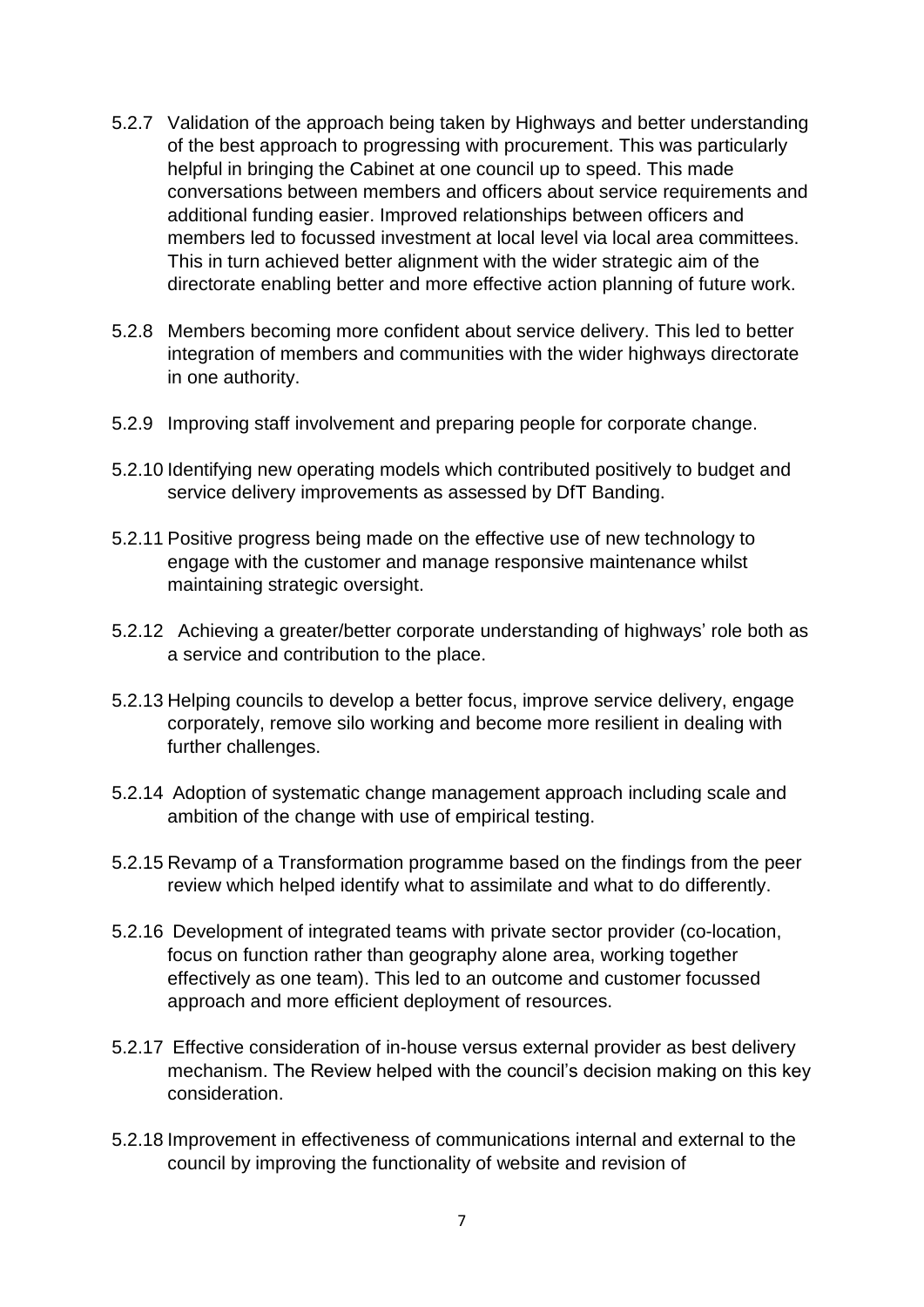5.2.7 Validation of the approach being taken by Highways and better understanding of the best approach to progressing with procurement. This was particularly helpful in bringing the Cabinet at one council up to speed. This made conversations between members and officers about service requirements and additional funding easier. Improved relationships between officers and members led to focussed investment at local level via local area committees. This in turn achieved better alignment with the wider strategic aim of the directorate enabling better and more effective action planning of future work.

5.2.8 Members becoming more confident about service delivery. This led to better integration of members and communities with the wider highways directorate in one authority.

5.2.9 Improving staff involvement and preparing people for corporate change.

5.2.10 Identifying new operating models which contributed positively to budget and service delivery improvements as assessed by DfT Banding.

5.2.11 Positive progress being made on the effective use of new technology to engage with the customer and manage responsive maintenance whilst maintaining strategic oversight.

5.2.12 Achieving a greater/better corporate understanding of highways' role both as a service and contribution to the place.

5.2.13 Helping councils to develop a better focus, improve service delivery, engage corporately, remove silo working and become more resilient in dealing with further challenges.

5.2.14 Adoption of systematic change management approach including scale and ambition of the change with use of empirical testing.

5.2.15 Revamp of a Transformation programme based on the findings from the peer review which helped identify what to assimilate and what to do differently.

5.2.16 Development of integrated teams with private sector provider (co-location, focus on function rather than geography alone area, working together effectively as one team). This led to an outcome and customer focussed approach and more efficient deployment of resources.

5.2.17 Effective consideration of in-house versus external provider as best delivery mechanism. The Review helped with the council's decision making on this key consideration.

5.2.18 Improvement in effectiveness of communications internal and external to the council by improving the functionality of website and revision of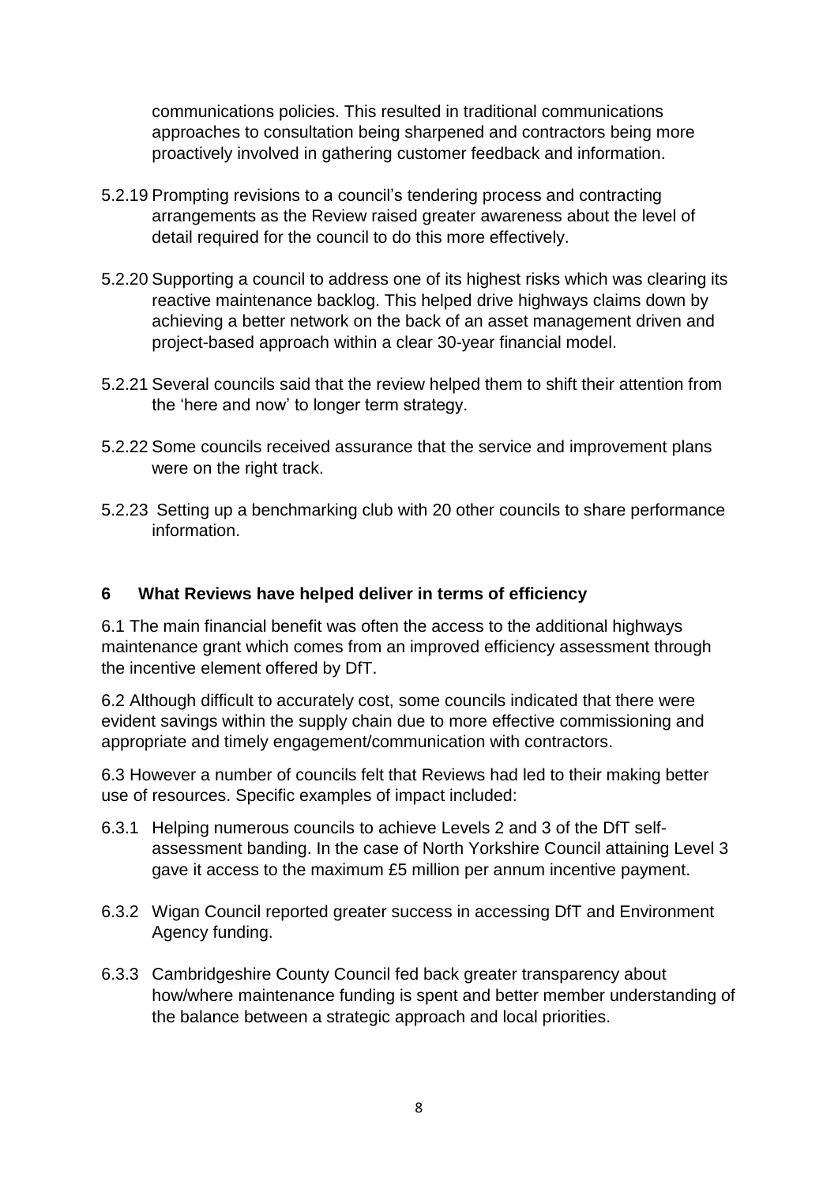communications policies. This resulted in traditional communications approaches to consultation being sharpened and contractors being more proactively involved in gathering customer feedback and information.

5.2.19 Prompting revisions to a council's tendering process and contracting arrangements as the Review raised greater awareness about the level of detail required for the council to do this more effectively.

5.2.20 Supporting a council to address one of its highest risks which was clearing its reactive maintenance backlog. This helped drive highways claims down by achieving a better network on the back of an asset management driven and project-based approach within a clear 30-year financial model.

5.2.21 Several councils said that the review helped them to shift their attention from the 'here and now' to longer term strategy.

5.2.22 Some councils received assurance that the service and improvement plans were on the right track.

5.2.23 Setting up a benchmarking club with 20 other councils to share performance information.

## 6 What Reviews have helped deliver in terms of efficiency

6.1 The main financial benefit was often the access to the additional highways maintenance grant which comes from an improved efficiency assessment through the incentive element offered by DfT.

6.2 Although difficult to accurately cost, some councils indicated that there were evident savings within the supply chain due to more effective commissioning and appropriate and timely engagement/communication with contractors.

6.3 However a number of councils felt that Reviews had led to their making better use of resources. Specific examples of impact included:

6.3.1 Helping numerous councils to achieve Levels 2 and 3 of the DfT self-assessment banding. In the case of North Yorkshire Council attaining Level 3 gave it access to the maximum £5 million per annum incentive payment.

6.3.2 Wigan Council reported greater success in accessing DfT and Environment Agency funding.

6.3.3 Cambridgeshire County Council fed back greater transparency about how/where maintenance funding is spent and better member understanding of the balance between a strategic approach and local priorities.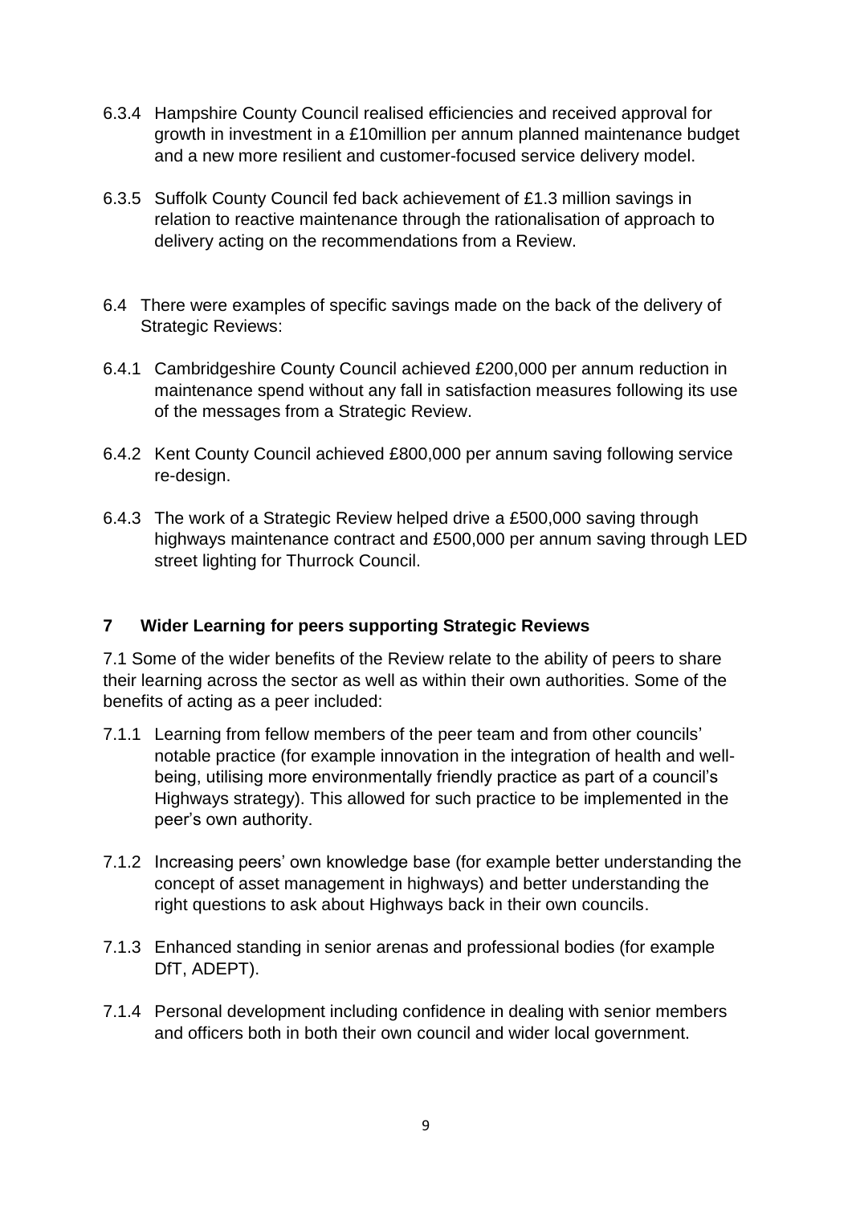6.3.4 Hampshire County Council realised efficiencies and received approval for growth in investment in a £10million per annum planned maintenance budget and a new more resilient and customer-focused service delivery model.

6.3.5 Suffolk County Council fed back achievement of £1.3 million savings in relation to reactive maintenance through the rationalisation of approach to delivery acting on the recommendations from a Review.

6.4 There were examples of specific savings made on the back of the delivery of Strategic Reviews:

6.4.1 Cambridgeshire County Council achieved £200,000 per annum reduction in maintenance spend without any fall in satisfaction measures following its use of the messages from a Strategic Review.

6.4.2 Kent County Council achieved £800,000 per annum saving following service re-design.

6.4.3 The work of a Strategic Review helped drive a £500,000 saving through highways maintenance contract and £500,000 per annum saving through LED street lighting for Thurrock Council.

## 7 Wider Learning for peers supporting Strategic Reviews

7.1 Some of the wider benefits of the Review relate to the ability of peers to share their learning across the sector as well as within their own authorities. Some of the benefits of acting as a peer included:

7.1.1 Learning from fellow members of the peer team and from other councils' notable practice (for example innovation in the integration of health and well-being, utilising more environmentally friendly practice as part of a council's Highways strategy). This allowed for such practice to be implemented in the peer's own authority.

7.1.2 Increasing peers' own knowledge base (for example better understanding the concept of asset management in highways) and better understanding the right questions to ask about Highways back in their own councils.

7.1.3 Enhanced standing in senior arenas and professional bodies (for example DfT, ADEPT).

7.1.4 Personal development including confidence in dealing with senior members and officers both in both their own council and wider local government.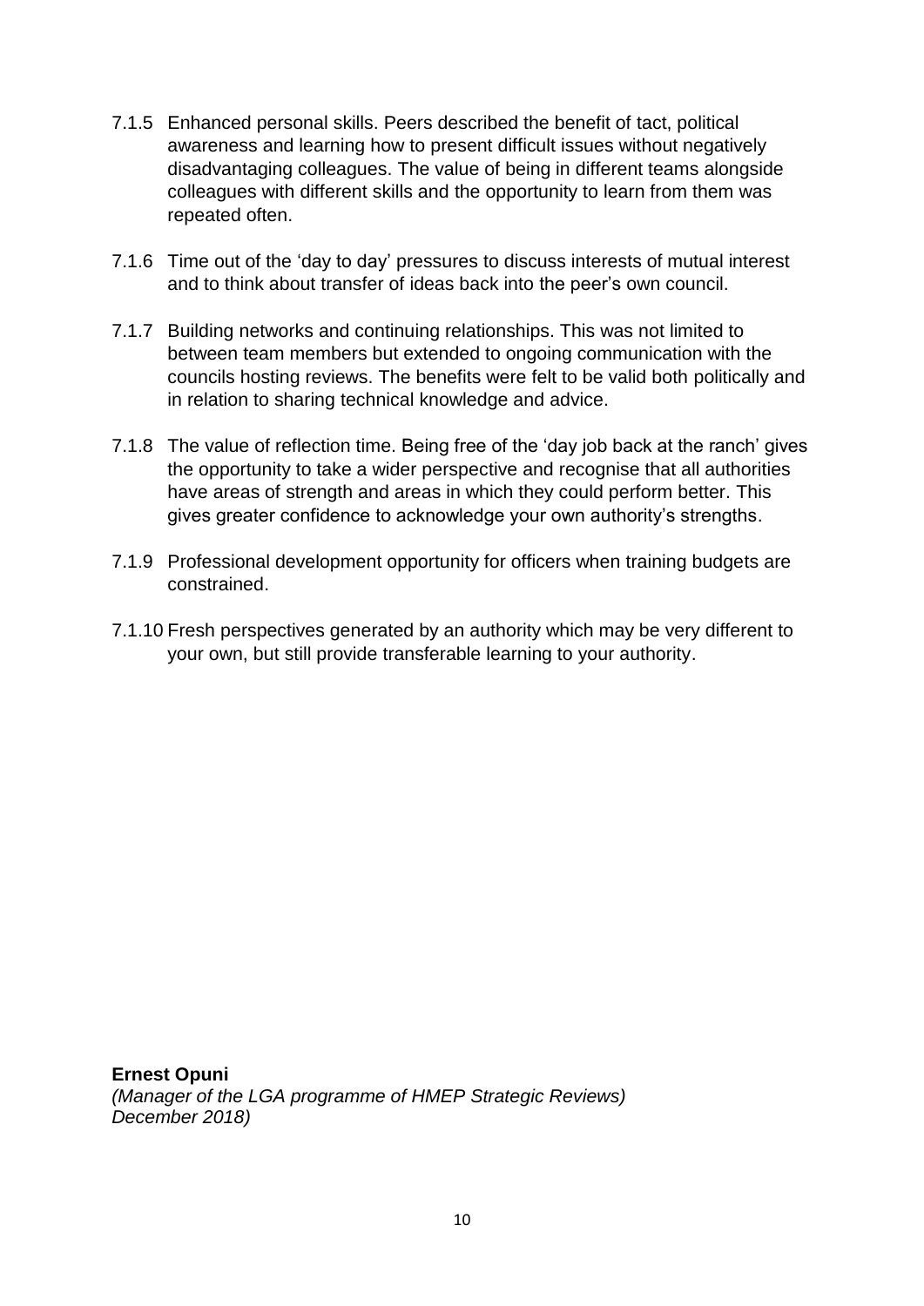7.1.5 Enhanced personal skills. Peers described the benefit of tact, political awareness and learning how to present difficult issues without negatively disadvantaging colleagues. The value of being in different teams alongside colleagues with different skills and the opportunity to learn from them was repeated often.

7.1.6 Time out of the 'day to day' pressures to discuss interests of mutual interest and to think about transfer of ideas back into the peer's own council.

7.1.7 Building networks and continuing relationships. This was not limited to between team members but extended to ongoing communication with the councils hosting reviews. The benefits were felt to be valid both politically and in relation to sharing technical knowledge and advice.

7.1.8 The value of reflection time. Being free of the 'day job back at the ranch' gives the opportunity to take a wider perspective and recognise that all authorities have areas of strength and areas in which they could perform better. This gives greater confidence to acknowledge your own authority's strengths.

7.1.9 Professional development opportunity for officers when training budgets are constrained.

7.1.10 Fresh perspectives generated by an authority which may be very different to your own, but still provide transferable learning to your authority.

**Ernest Opuni**
*(Manager of the LGA programme of HMEP Strategic Reviews)*
*December 2018)*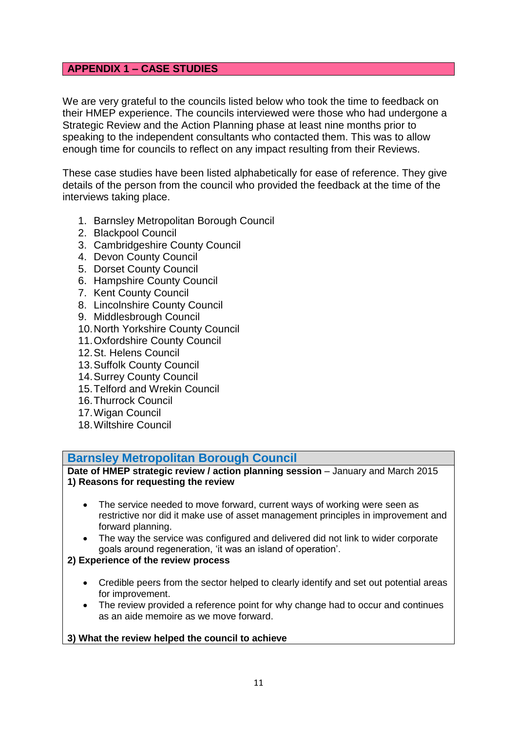## APPENDIX 1 – CASE STUDIES

We are very grateful to the councils listed below who took the time to feedback on their HMEP experience. The councils interviewed were those who had undergone a Strategic Review and the Action Planning phase at least nine months prior to speaking to the independent consultants who contacted them. This was to allow enough time for councils to reflect on any impact resulting from their Reviews.

These case studies have been listed alphabetically for ease of reference. They give details of the person from the council who provided the feedback at the time of the interviews taking place.

1. Barnsley Metropolitan Borough Council
2. Blackpool Council
3. Cambridgeshire County Council
4. Devon County Council
5. Dorset County Council
6. Hampshire County Council
7. Kent County Council
8. Lincolnshire County Council
9. Middlesbrough Council
10. North Yorkshire County Council
11. Oxfordshire County Council
12. St. Helens Council
13. Suffolk County Council
14. Surrey County Council
15. Telford and Wrekin Council
16. Thurrock Council
17. Wigan Council
18. Wiltshire Council

### Barnsley Metropolitan Borough Council

**Date of HMEP strategic review / action planning session** – January and March 2015

**1) Reasons for requesting the review**

- The service needed to move forward, current ways of working were seen as restrictive nor did it make use of asset management principles in improvement and forward planning.
- The way the service was configured and delivered did not link to wider corporate goals around regeneration, 'it was an island of operation'.

**2) Experience of the review process**

- Credible peers from the sector helped to clearly identify and set out potential areas for improvement.
- The review provided a reference point for why change had to occur and continues as an aide memoire as we move forward.

**3) What the review helped the council to achieve**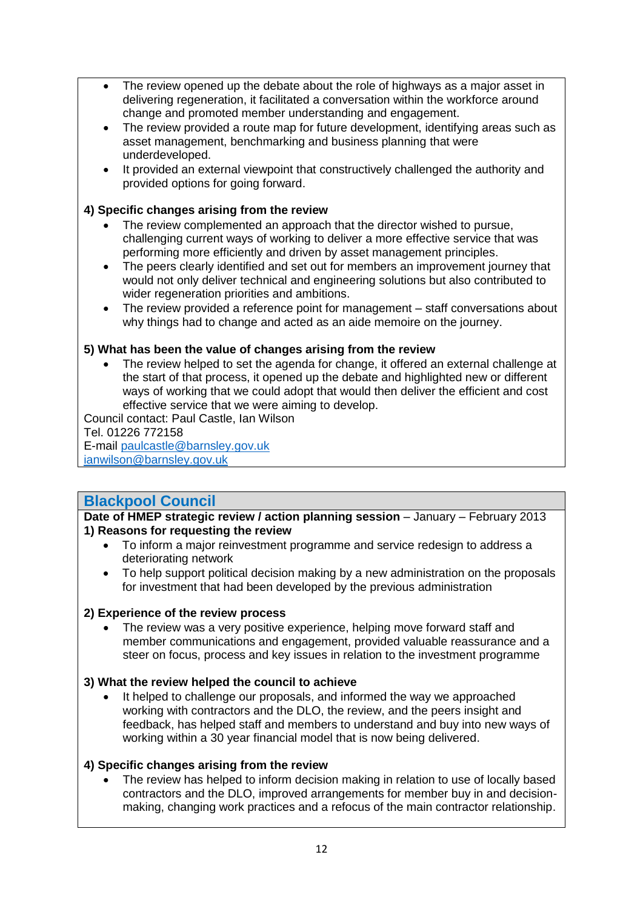- The review opened up the debate about the role of highways as a major asset in delivering regeneration, it facilitated a conversation within the workforce around change and promoted member understanding and engagement.
- The review provided a route map for future development, identifying areas such as asset management, benchmarking and business planning that were underdeveloped.
- It provided an external viewpoint that constructively challenged the authority and provided options for going forward.

**4) Specific changes arising from the review**

- The review complemented an approach that the director wished to pursue, challenging current ways of working to deliver a more effective service that was performing more efficiently and driven by asset management principles.
- The peers clearly identified and set out for members an improvement journey that would not only deliver technical and engineering solutions but also contributed to wider regeneration priorities and ambitions.
- The review provided a reference point for management – staff conversations about why things had to change and acted as an aide memoire on the journey.

**5) What has been the value of changes arising from the review**

- The review helped to set the agenda for change, it offered an external challenge at the start of that process, it opened up the debate and highlighted new or different ways of working that we could adopt that would then deliver the efficient and cost effective service that we were aiming to develop.

Council contact: Paul Castle, Ian Wilson
Tel. 01226 772158
E-mail paulcastle@barnsley.gov.uk
ianwilson@barnsley.gov.uk

## Blackpool Council

**Date of HMEP strategic review / action planning session** – January – February 2013

**1) Reasons for requesting the review**

- To inform a major reinvestment programme and service redesign to address a deteriorating network
- To help support political decision making by a new administration on the proposals for investment that had been developed by the previous administration

**2) Experience of the review process**

- The review was a very positive experience, helping move forward staff and member communications and engagement, provided valuable reassurance and a steer on focus, process and key issues in relation to the investment programme

**3) What the review helped the council to achieve**

- It helped to challenge our proposals, and informed the way we approached working with contractors and the DLO, the review, and the peers insight and feedback, has helped staff and members to understand and buy into new ways of working within a 30 year financial model that is now being delivered.

**4) Specific changes arising from the review**

- The review has helped to inform decision making in relation to use of locally based contractors and the DLO, improved arrangements for member buy in and decision-making, changing work practices and a refocus of the main contractor relationship.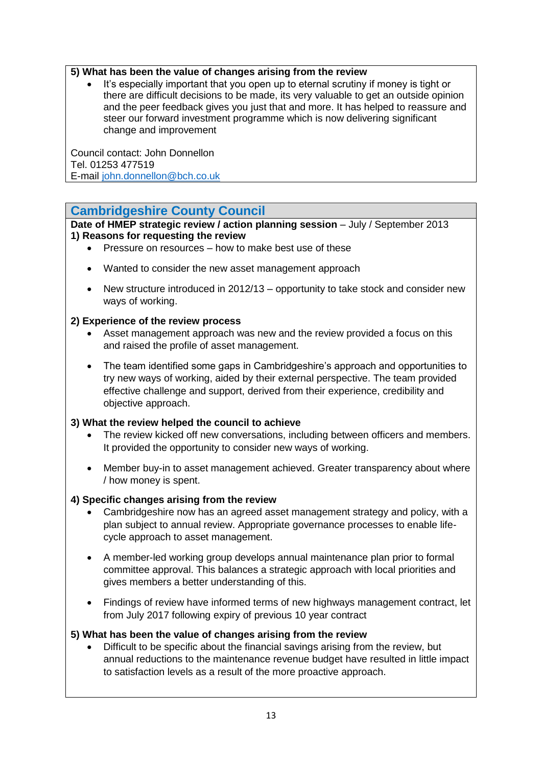**5) What has been the value of changes arising from the review**

- It's especially important that you open up to eternal scrutiny if money is tight or there are difficult decisions to be made, its very valuable to get an outside opinion and the peer feedback gives you just that and more. It has helped to reassure and steer our forward investment programme which is now delivering significant change and improvement

Council contact: John Donnellon
Tel. 01253 477519
E-mail john.donnellon@bch.co.uk

## Cambridgeshire County Council

**Date of HMEP strategic review / action planning session** – July / September 2013

**1) Reasons for requesting the review**

- Pressure on resources – how to make best use of these
- Wanted to consider the new asset management approach
- New structure introduced in 2012/13 – opportunity to take stock and consider new ways of working.

**2) Experience of the review process**

- Asset management approach was new and the review provided a focus on this and raised the profile of asset management.
- The team identified some gaps in Cambridgeshire's approach and opportunities to try new ways of working, aided by their external perspective. The team provided effective challenge and support, derived from their experience, credibility and objective approach.

**3) What the review helped the council to achieve**

- The review kicked off new conversations, including between officers and members. It provided the opportunity to consider new ways of working.
- Member buy-in to asset management achieved. Greater transparency about where / how money is spent.

**4) Specific changes arising from the review**

- Cambridgeshire now has an agreed asset management strategy and policy, with a plan subject to annual review. Appropriate governance processes to enable life-cycle approach to asset management.
- A member-led working group develops annual maintenance plan prior to formal committee approval. This balances a strategic approach with local priorities and gives members a better understanding of this.
- Findings of review have informed terms of new highways management contract, let from July 2017 following expiry of previous 10 year contract

**5) What has been the value of changes arising from the review**

- Difficult to be specific about the financial savings arising from the review, but annual reductions to the maintenance revenue budget have resulted in little impact to satisfaction levels as a result of the more proactive approach.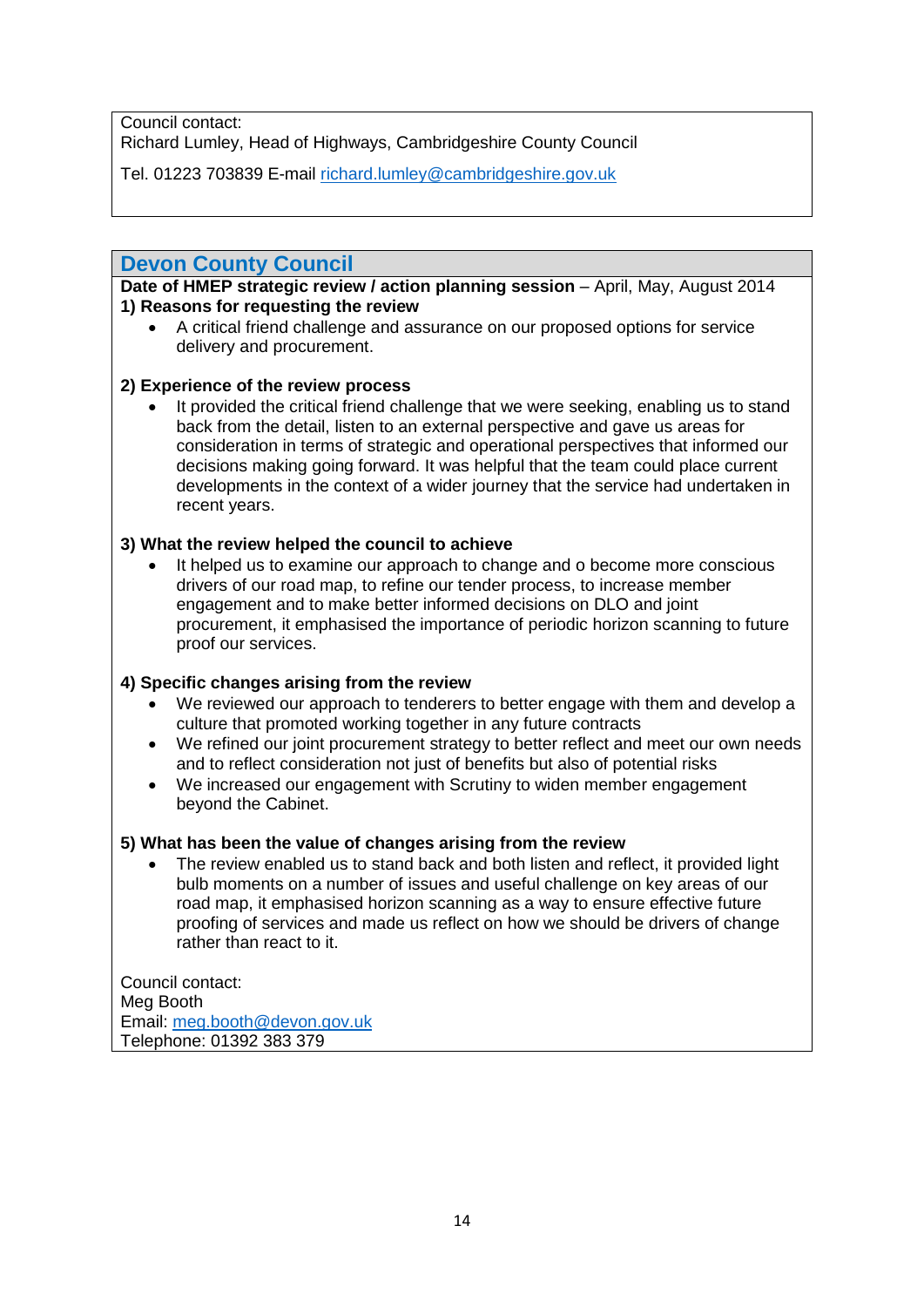Council contact:
Richard Lumley, Head of Highways, Cambridgeshire County Council

Tel. 01223 703839 E-mail richard.lumley@cambridgeshire.gov.uk

## Devon County Council

**Date of HMEP strategic review / action planning session** – April, May, August 2014

**1) Reasons for requesting the review**

- A critical friend challenge and assurance on our proposed options for service delivery and procurement.

**2) Experience of the review process**

- It provided the critical friend challenge that we were seeking, enabling us to stand back from the detail, listen to an external perspective and gave us areas for consideration in terms of strategic and operational perspectives that informed our decisions making going forward. It was helpful that the team could place current developments in the context of a wider journey that the service had undertaken in recent years.

**3) What the review helped the council to achieve**

- It helped us to examine our approach to change and o become more conscious drivers of our road map, to refine our tender process, to increase member engagement and to make better informed decisions on DLO and joint procurement, it emphasised the importance of periodic horizon scanning to future proof our services.

**4) Specific changes arising from the review**

- We reviewed our approach to tenderers to better engage with them and develop a culture that promoted working together in any future contracts
- We refined our joint procurement strategy to better reflect and meet our own needs and to reflect consideration not just of benefits but also of potential risks
- We increased our engagement with Scrutiny to widen member engagement beyond the Cabinet.

**5) What has been the value of changes arising from the review**

- The review enabled us to stand back and both listen and reflect, it provided light bulb moments on a number of issues and useful challenge on key areas of our road map, it emphasised horizon scanning as a way to ensure effective future proofing of services and made us reflect on how we should be drivers of change rather than react to it.

Council contact:
Meg Booth
Email: meg.booth@devon.gov.uk
Telephone: 01392 383 379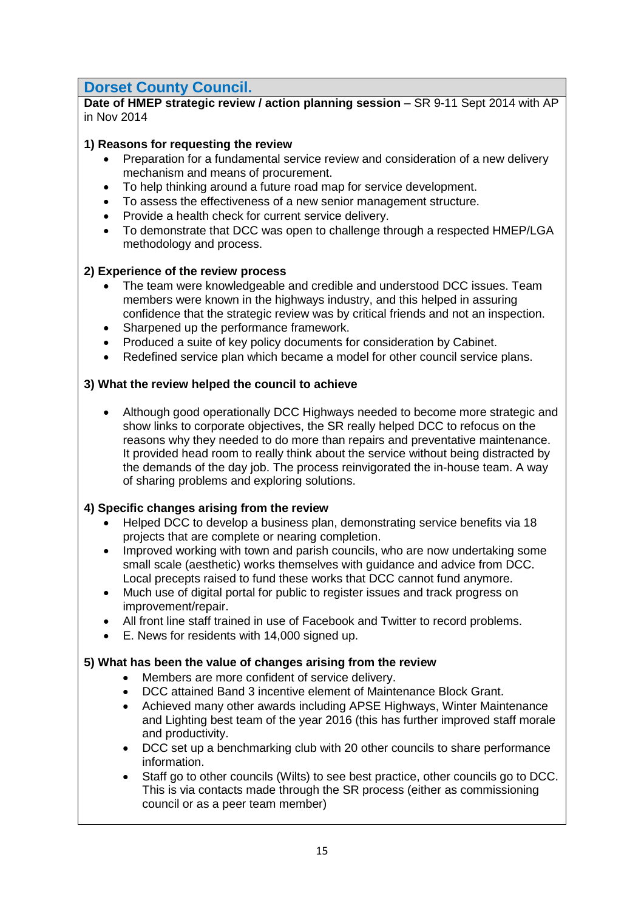## Dorset County Council.

**Date of HMEP strategic review / action planning session** – SR 9-11 Sept 2014 with AP in Nov 2014

**1) Reasons for requesting the review**

- Preparation for a fundamental service review and consideration of a new delivery mechanism and means of procurement.
- To help thinking around a future road map for service development.
- To assess the effectiveness of a new senior management structure.
- Provide a health check for current service delivery.
- To demonstrate that DCC was open to challenge through a respected HMEP/LGA methodology and process.

**2) Experience of the review process**

- The team were knowledgeable and credible and understood DCC issues. Team members were known in the highways industry, and this helped in assuring confidence that the strategic review was by critical friends and not an inspection.
- Sharpened up the performance framework.
- Produced a suite of key policy documents for consideration by Cabinet.
- Redefined service plan which became a model for other council service plans.

**3) What the review helped the council to achieve**

- Although good operationally DCC Highways needed to become more strategic and show links to corporate objectives, the SR really helped DCC to refocus on the reasons why they needed to do more than repairs and preventative maintenance. It provided head room to really think about the service without being distracted by the demands of the day job. The process reinvigorated the in-house team. A way of sharing problems and exploring solutions.

**4) Specific changes arising from the review**

- Helped DCC to develop a business plan, demonstrating service benefits via 18 projects that are complete or nearing completion.
- Improved working with town and parish councils, who are now undertaking some small scale (aesthetic) works themselves with guidance and advice from DCC. Local precepts raised to fund these works that DCC cannot fund anymore.
- Much use of digital portal for public to register issues and track progress on improvement/repair.
- All front line staff trained in use of Facebook and Twitter to record problems.
- E. News for residents with 14,000 signed up.

**5) What has been the value of changes arising from the review**

- Members are more confident of service delivery.
- DCC attained Band 3 incentive element of Maintenance Block Grant.
- Achieved many other awards including APSE Highways, Winter Maintenance and Lighting best team of the year 2016 (this has further improved staff morale and productivity.
- DCC set up a benchmarking club with 20 other councils to share performance information.
- Staff go to other councils (Wilts) to see best practice, other councils go to DCC. This is via contacts made through the SR process (either as commissioning council or as a peer team member)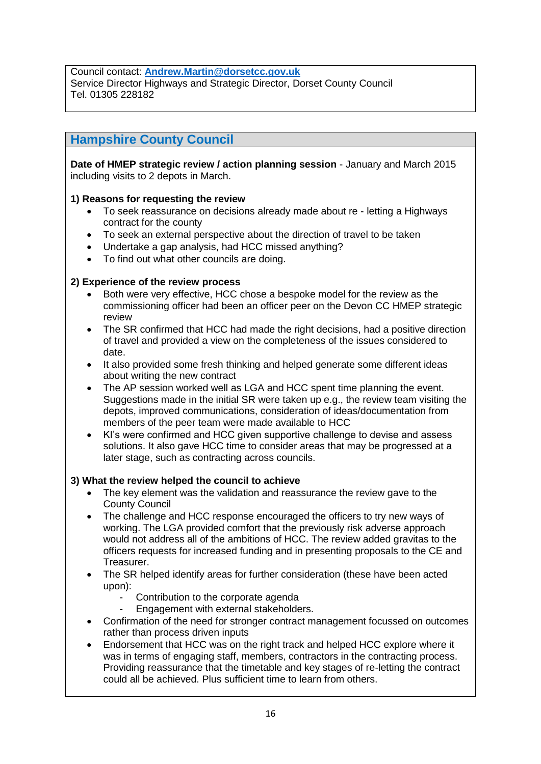Council contact: **Andrew.Martin@dorsetcc.gov.uk**
Service Director Highways and Strategic Director, Dorset County Council
Tel. 01305 228182

## Hampshire County Council

**Date of HMEP strategic review / action planning session** - January and March 2015 including visits to 2 depots in March.

**1) Reasons for requesting the review**

- To seek reassurance on decisions already made about re - letting a Highways contract for the county
- To seek an external perspective about the direction of travel to be taken
- Undertake a gap analysis, had HCC missed anything?
- To find out what other councils are doing.

**2) Experience of the review process**

- Both were very effective, HCC chose a bespoke model for the review as the commissioning officer had been an officer peer on the Devon CC HMEP strategic review
- The SR confirmed that HCC had made the right decisions, had a positive direction of travel and provided a view on the completeness of the issues considered to date.
- It also provided some fresh thinking and helped generate some different ideas about writing the new contract
- The AP session worked well as LGA and HCC spent time planning the event. Suggestions made in the initial SR were taken up e.g., the review team visiting the depots, improved communications, consideration of ideas/documentation from members of the peer team were made available to HCC
- KI's were confirmed and HCC given supportive challenge to devise and assess solutions. It also gave HCC time to consider areas that may be progressed at a later stage, such as contracting across councils.

**3) What the review helped the council to achieve**

- The key element was the validation and reassurance the review gave to the County Council
- The challenge and HCC response encouraged the officers to try new ways of working. The LGA provided comfort that the previously risk adverse approach would not address all of the ambitions of HCC. The review added gravitas to the officers requests for increased funding and in presenting proposals to the CE and Treasurer.
- The SR helped identify areas for further consideration (these have been acted upon):
  - Contribution to the corporate agenda
  - Engagement with external stakeholders.
- Confirmation of the need for stronger contract management focussed on outcomes rather than process driven inputs
- Endorsement that HCC was on the right track and helped HCC explore where it was in terms of engaging staff, members, contractors in the contracting process. Providing reassurance that the timetable and key stages of re-letting the contract could all be achieved. Plus sufficient time to learn from others.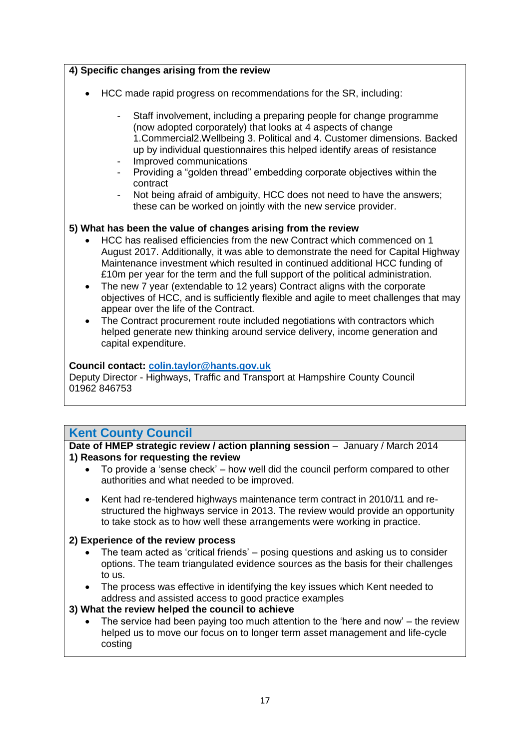**4) Specific changes arising from the review**

- HCC made rapid progress on recommendations for the SR, including:
    - Staff involvement, including a preparing people for change programme (now adopted corporately) that looks at 4 aspects of change 1.Commercial2.Wellbeing 3. Political and 4. Customer dimensions. Backed up by individual questionnaires this helped identify areas of resistance
    - Improved communications
    - Providing a "golden thread" embedding corporate objectives within the contract
    - Not being afraid of ambiguity, HCC does not need to have the answers; these can be worked on jointly with the new service provider.

**5) What has been the value of changes arising from the review**

- HCC has realised efficiencies from the new Contract which commenced on 1 August 2017. Additionally, it was able to demonstrate the need for Capital Highway Maintenance investment which resulted in continued additional HCC funding of £10m per year for the term and the full support of the political administration.
- The new 7 year (extendable to 12 years) Contract aligns with the corporate objectives of HCC, and is sufficiently flexible and agile to meet challenges that may appear over the life of the Contract.
- The Contract procurement route included negotiations with contractors which helped generate new thinking around service delivery, income generation and capital expenditure.

**Council contact:** colin.taylor@hants.gov.uk
Deputy Director - Highways, Traffic and Transport at Hampshire County Council
01962 846753

## Kent County Council

**Date of HMEP strategic review / action planning session** – January / March 2014

**1) Reasons for requesting the review**

- To provide a 'sense check' – how well did the council perform compared to other authorities and what needed to be improved.
- Kent had re-tendered highways maintenance term contract in 2010/11 and re-structured the highways service in 2013. The review would provide an opportunity to take stock as to how well these arrangements were working in practice.

**2) Experience of the review process**

- The team acted as 'critical friends' – posing questions and asking us to consider options. The team triangulated evidence sources as the basis for their challenges to us.
- The process was effective in identifying the key issues which Kent needed to address and assisted access to good practice examples

**3) What the review helped the council to achieve**

- The service had been paying too much attention to the 'here and now' – the review helped us to move our focus on to longer term asset management and life-cycle costing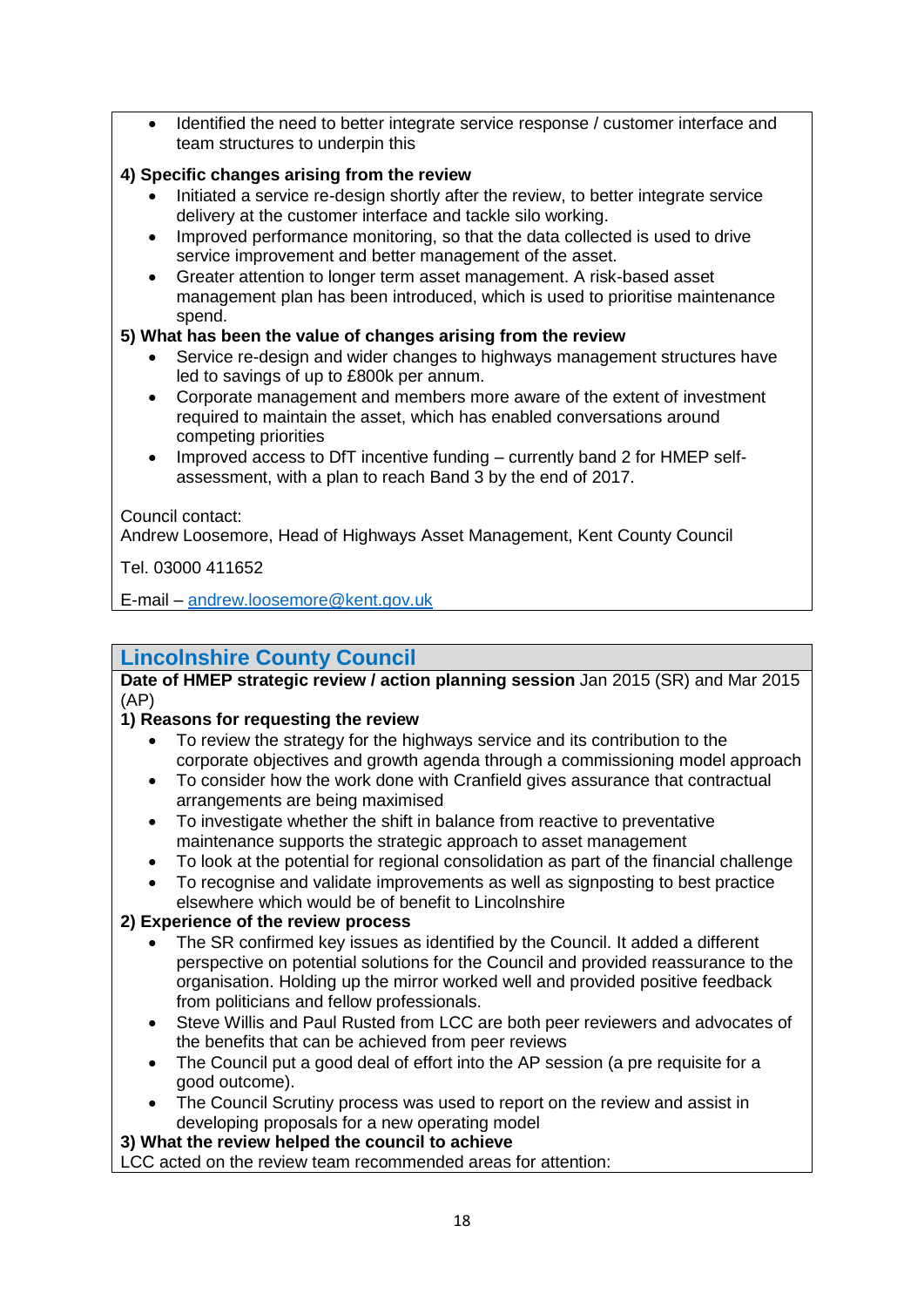- Identified the need to better integrate service response / customer interface and team structures to underpin this

**4) Specific changes arising from the review**

- Initiated a service re-design shortly after the review, to better integrate service delivery at the customer interface and tackle silo working.
- Improved performance monitoring, so that the data collected is used to drive service improvement and better management of the asset.
- Greater attention to longer term asset management. A risk-based asset management plan has been introduced, which is used to prioritise maintenance spend.

**5) What has been the value of changes arising from the review**

- Service re-design and wider changes to highways management structures have led to savings of up to £800k per annum.
- Corporate management and members more aware of the extent of investment required to maintain the asset, which has enabled conversations around competing priorities
- Improved access to DfT incentive funding – currently band 2 for HMEP self-assessment, with a plan to reach Band 3 by the end of 2017.

Council contact:
Andrew Loosemore, Head of Highways Asset Management, Kent County Council

Tel. 03000 411652

E-mail – andrew.loosemore@kent.gov.uk

## Lincolnshire County Council

**Date of HMEP strategic review / action planning session** Jan 2015 (SR) and Mar 2015 (AP)

**1) Reasons for requesting the review**

- To review the strategy for the highways service and its contribution to the corporate objectives and growth agenda through a commissioning model approach
- To consider how the work done with Cranfield gives assurance that contractual arrangements are being maximised
- To investigate whether the shift in balance from reactive to preventative maintenance supports the strategic approach to asset management
- To look at the potential for regional consolidation as part of the financial challenge
- To recognise and validate improvements as well as signposting to best practice elsewhere which would be of benefit to Lincolnshire

**2) Experience of the review process**

- The SR confirmed key issues as identified by the Council. It added a different perspective on potential solutions for the Council and provided reassurance to the organisation. Holding up the mirror worked well and provided positive feedback from politicians and fellow professionals.
- Steve Willis and Paul Rusted from LCC are both peer reviewers and advocates of the benefits that can be achieved from peer reviews
- The Council put a good deal of effort into the AP session (a pre requisite for a good outcome).
- The Council Scrutiny process was used to report on the review and assist in developing proposals for a new operating model

**3) What the review helped the council to achieve**

LCC acted on the review team recommended areas for attention: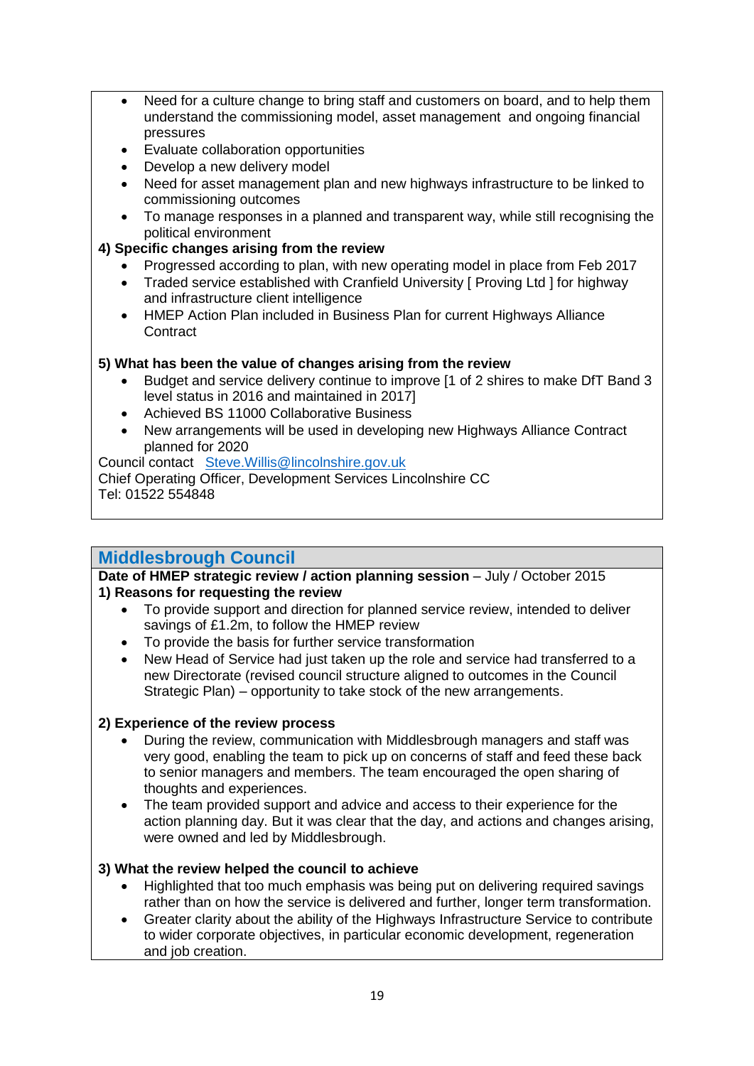- Need for a culture change to bring staff and customers on board, and to help them understand the commissioning model, asset management and ongoing financial pressures
- Evaluate collaboration opportunities
- Develop a new delivery model
- Need for asset management plan and new highways infrastructure to be linked to commissioning outcomes
- To manage responses in a planned and transparent way, while still recognising the political environment

**4) Specific changes arising from the review**

- Progressed according to plan, with new operating model in place from Feb 2017
- Traded service established with Cranfield University [ Proving Ltd ] for highway and infrastructure client intelligence
- HMEP Action Plan included in Business Plan for current Highways Alliance Contract

**5) What has been the value of changes arising from the review**

- Budget and service delivery continue to improve [1 of 2 shires to make DfT Band 3 level status in 2016 and maintained in 2017]
- Achieved BS 11000 Collaborative Business
- New arrangements will be used in developing new Highways Alliance Contract planned for 2020

Council contact Steve.Willis@lincolnshire.gov.uk
Chief Operating Officer, Development Services Lincolnshire CC
Tel: 01522 554848

## Middlesbrough Council

**Date of HMEP strategic review / action planning session** – July / October 2015

**1) Reasons for requesting the review**

- To provide support and direction for planned service review, intended to deliver savings of £1.2m, to follow the HMEP review
- To provide the basis for further service transformation
- New Head of Service had just taken up the role and service had transferred to a new Directorate (revised council structure aligned to outcomes in the Council Strategic Plan) – opportunity to take stock of the new arrangements.

**2) Experience of the review process**

- During the review, communication with Middlesbrough managers and staff was very good, enabling the team to pick up on concerns of staff and feed these back to senior managers and members. The team encouraged the open sharing of thoughts and experiences.
- The team provided support and advice and access to their experience for the action planning day. But it was clear that the day, and actions and changes arising, were owned and led by Middlesbrough.

**3) What the review helped the council to achieve**

- Highlighted that too much emphasis was being put on delivering required savings rather than on how the service is delivered and further, longer term transformation.
- Greater clarity about the ability of the Highways Infrastructure Service to contribute to wider corporate objectives, in particular economic development, regeneration and job creation.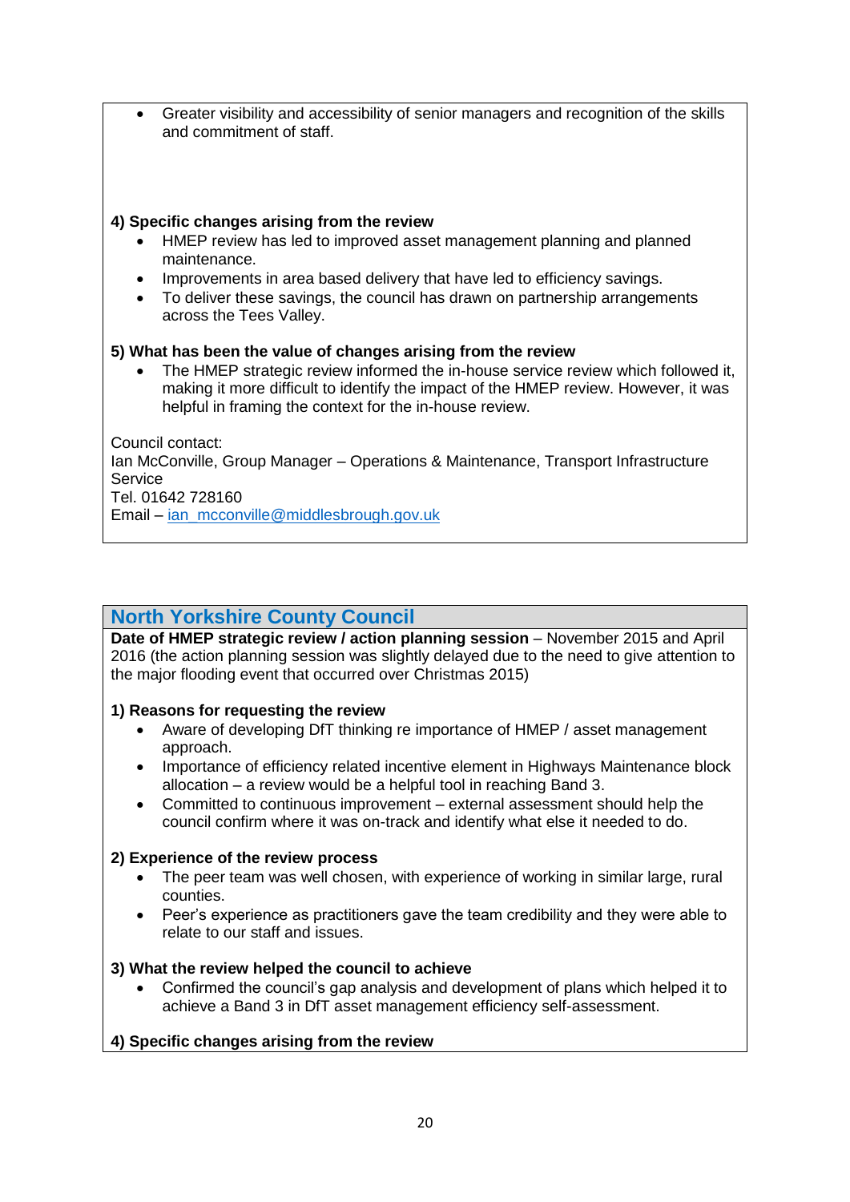- Greater visibility and accessibility of senior managers and recognition of the skills and commitment of staff.

**4) Specific changes arising from the review**

- HMEP review has led to improved asset management planning and planned maintenance.
- Improvements in area based delivery that have led to efficiency savings.
- To deliver these savings, the council has drawn on partnership arrangements across the Tees Valley.

**5) What has been the value of changes arising from the review**

- The HMEP strategic review informed the in-house service review which followed it, making it more difficult to identify the impact of the HMEP review. However, it was helpful in framing the context for the in-house review.

Council contact:
Ian McConville, Group Manager – Operations & Maintenance, Transport Infrastructure Service
Tel. 01642 728160
Email – ian_mcconville@middlesbrough.gov.uk

## North Yorkshire County Council

**Date of HMEP strategic review / action planning session** – November 2015 and April 2016 (the action planning session was slightly delayed due to the need to give attention to the major flooding event that occurred over Christmas 2015)

**1) Reasons for requesting the review**

- Aware of developing DfT thinking re importance of HMEP / asset management approach.
- Importance of efficiency related incentive element in Highways Maintenance block allocation – a review would be a helpful tool in reaching Band 3.
- Committed to continuous improvement – external assessment should help the council confirm where it was on-track and identify what else it needed to do.

**2) Experience of the review process**

- The peer team was well chosen, with experience of working in similar large, rural counties.
- Peer's experience as practitioners gave the team credibility and they were able to relate to our staff and issues.

**3) What the review helped the council to achieve**

- Confirmed the council's gap analysis and development of plans which helped it to achieve a Band 3 in DfT asset management efficiency self-assessment.

**4) Specific changes arising from the review**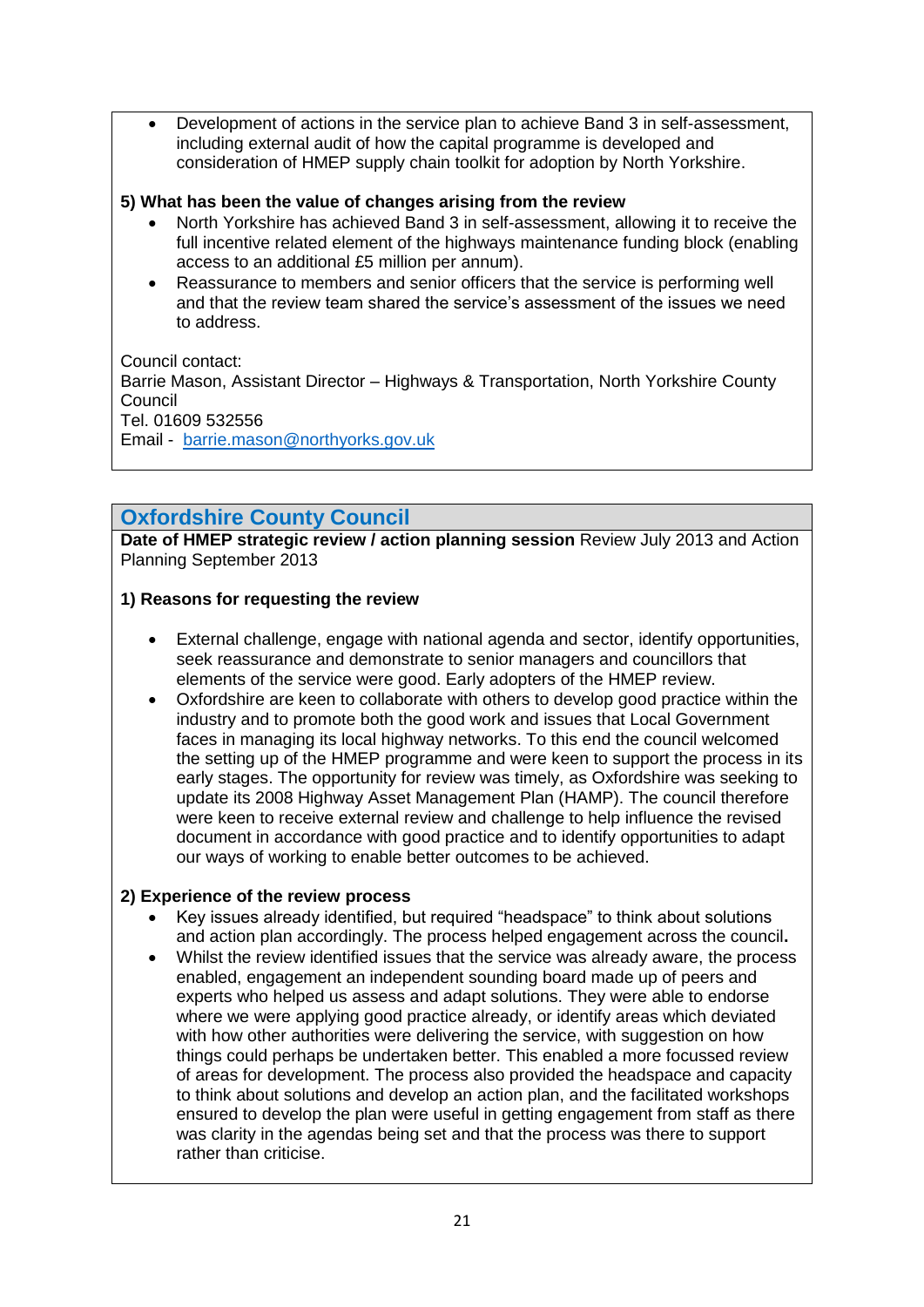- Development of actions in the service plan to achieve Band 3 in self-assessment, including external audit of how the capital programme is developed and consideration of HMEP supply chain toolkit for adoption by North Yorkshire.

**5) What has been the value of changes arising from the review**

- North Yorkshire has achieved Band 3 in self-assessment, allowing it to receive the full incentive related element of the highways maintenance funding block (enabling access to an additional £5 million per annum).
- Reassurance to members and senior officers that the service is performing well and that the review team shared the service's assessment of the issues we need to address.

Council contact:
Barrie Mason, Assistant Director – Highways & Transportation, North Yorkshire County Council
Tel. 01609 532556
Email - barrie.mason@northyorks.gov.uk

## Oxfordshire County Council

**Date of HMEP strategic review / action planning session** Review July 2013 and Action Planning September 2013

**1) Reasons for requesting the review**

- External challenge, engage with national agenda and sector, identify opportunities, seek reassurance and demonstrate to senior managers and councillors that elements of the service were good. Early adopters of the HMEP review.
- Oxfordshire are keen to collaborate with others to develop good practice within the industry and to promote both the good work and issues that Local Government faces in managing its local highway networks. To this end the council welcomed the setting up of the HMEP programme and were keen to support the process in its early stages. The opportunity for review was timely, as Oxfordshire was seeking to update its 2008 Highway Asset Management Plan (HAMP). The council therefore were keen to receive external review and challenge to help influence the revised document in accordance with good practice and to identify opportunities to adapt our ways of working to enable better outcomes to be achieved.

**2) Experience of the review process**

- Key issues already identified, but required "headspace" to think about solutions and action plan accordingly. The process helped engagement across the council**.**
- Whilst the review identified issues that the service was already aware, the process enabled, engagement an independent sounding board made up of peers and experts who helped us assess and adapt solutions. They were able to endorse where we were applying good practice already, or identify areas which deviated with how other authorities were delivering the service, with suggestion on how things could perhaps be undertaken better. This enabled a more focussed review of areas for development. The process also provided the headspace and capacity to think about solutions and develop an action plan, and the facilitated workshops ensured to develop the plan were useful in getting engagement from staff as there was clarity in the agendas being set and that the process was there to support rather than criticise.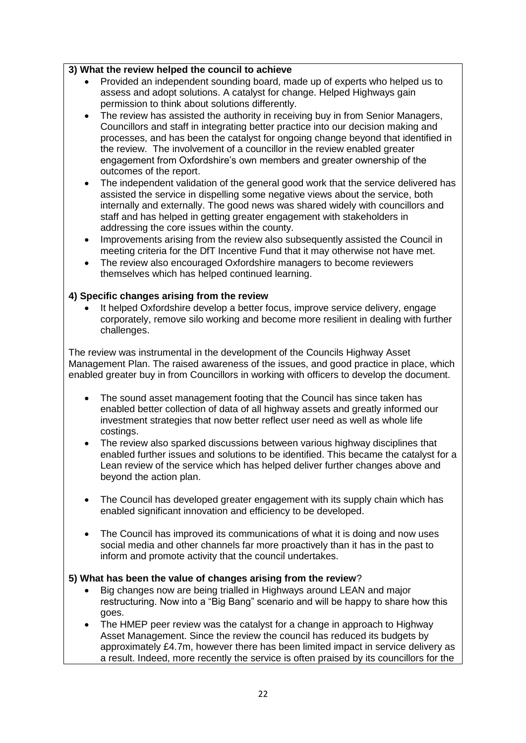**3) What the review helped the council to achieve**

- Provided an independent sounding board, made up of experts who helped us to assess and adopt solutions. A catalyst for change. Helped Highways gain permission to think about solutions differently.
- The review has assisted the authority in receiving buy in from Senior Managers, Councillors and staff in integrating better practice into our decision making and processes, and has been the catalyst for ongoing change beyond that identified in the review. The involvement of a councillor in the review enabled greater engagement from Oxfordshire's own members and greater ownership of the outcomes of the report.
- The independent validation of the general good work that the service delivered has assisted the service in dispelling some negative views about the service, both internally and externally. The good news was shared widely with councillors and staff and has helped in getting greater engagement with stakeholders in addressing the core issues within the county.
- Improvements arising from the review also subsequently assisted the Council in meeting criteria for the DfT Incentive Fund that it may otherwise not have met.
- The review also encouraged Oxfordshire managers to become reviewers themselves which has helped continued learning.

**4) Specific changes arising from the review**

- It helped Oxfordshire develop a better focus, improve service delivery, engage corporately, remove silo working and become more resilient in dealing with further challenges.

The review was instrumental in the development of the Councils Highway Asset Management Plan. The raised awareness of the issues, and good practice in place, which enabled greater buy in from Councillors in working with officers to develop the document.

- The sound asset management footing that the Council has since taken has enabled better collection of data of all highway assets and greatly informed our investment strategies that now better reflect user need as well as whole life costings.
- The review also sparked discussions between various highway disciplines that enabled further issues and solutions to be identified. This became the catalyst for a Lean review of the service which has helped deliver further changes above and beyond the action plan.
- The Council has developed greater engagement with its supply chain which has enabled significant innovation and efficiency to be developed.
- The Council has improved its communications of what it is doing and now uses social media and other channels far more proactively than it has in the past to inform and promote activity that the council undertakes.

**5) What has been the value of changes arising from the review**?

- Big changes now are being trialled in Highways around LEAN and major restructuring. Now into a "Big Bang" scenario and will be happy to share how this goes.
- The HMEP peer review was the catalyst for a change in approach to Highway Asset Management. Since the review the council has reduced its budgets by approximately £4.7m, however there has been limited impact in service delivery as a result. Indeed, more recently the service is often praised by its councillors for the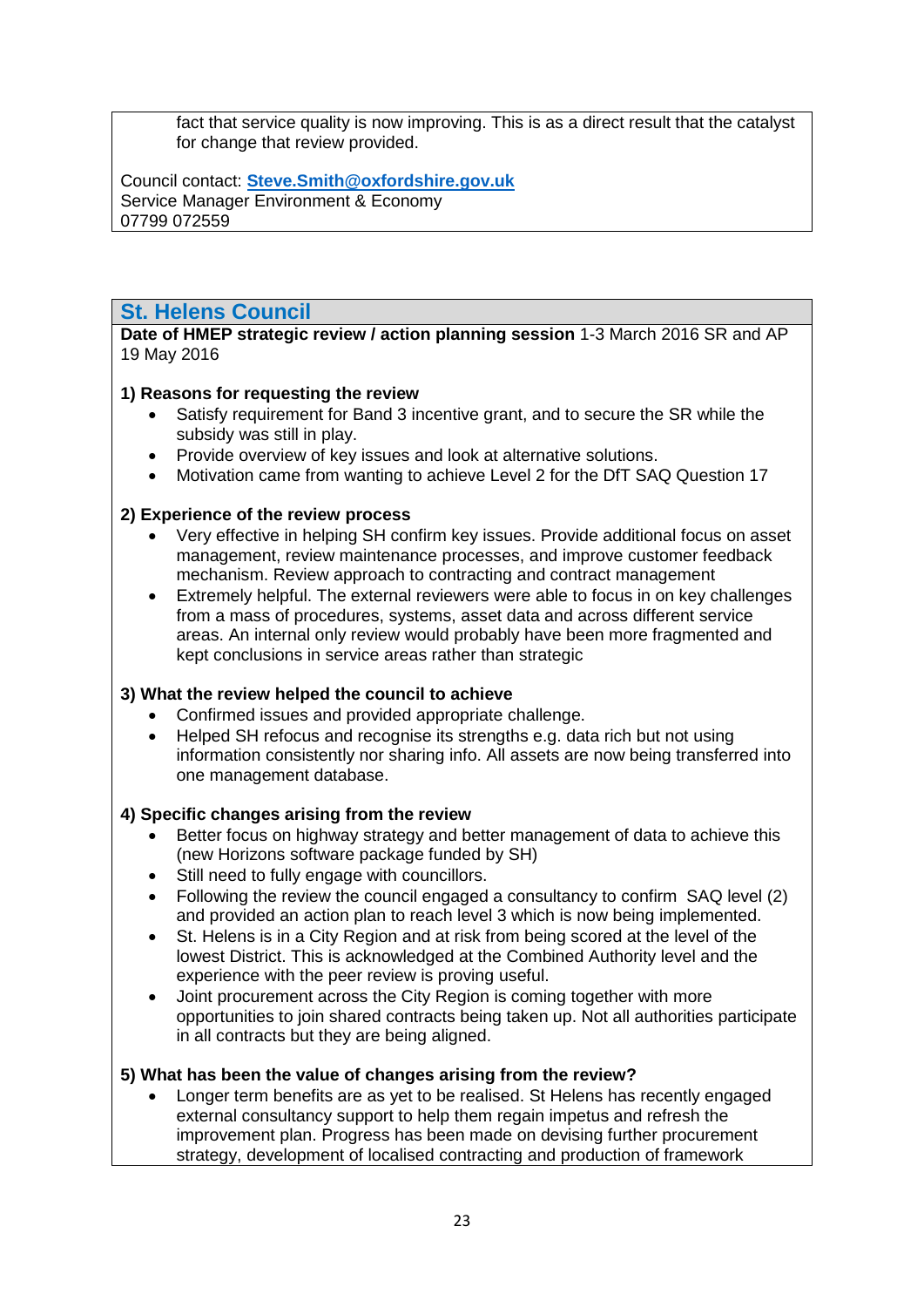fact that service quality is now improving. This is as a direct result that the catalyst for change that review provided.

Council contact: **Steve.Smith@oxfordshire.gov.uk**
Service Manager Environment & Economy
07799 072559

## St. Helens Council

**Date of HMEP strategic review / action planning session** 1-3 March 2016 SR and AP 19 May 2016

**1) Reasons for requesting the review**

- Satisfy requirement for Band 3 incentive grant, and to secure the SR while the subsidy was still in play.
- Provide overview of key issues and look at alternative solutions.
- Motivation came from wanting to achieve Level 2 for the DfT SAQ Question 17

**2) Experience of the review process**

- Very effective in helping SH confirm key issues. Provide additional focus on asset management, review maintenance processes, and improve customer feedback mechanism. Review approach to contracting and contract management
- Extremely helpful. The external reviewers were able to focus in on key challenges from a mass of procedures, systems, asset data and across different service areas. An internal only review would probably have been more fragmented and kept conclusions in service areas rather than strategic

**3) What the review helped the council to achieve**

- Confirmed issues and provided appropriate challenge.
- Helped SH refocus and recognise its strengths e.g. data rich but not using information consistently nor sharing info. All assets are now being transferred into one management database.

**4) Specific changes arising from the review**

- Better focus on highway strategy and better management of data to achieve this (new Horizons software package funded by SH)
- Still need to fully engage with councillors.
- Following the review the council engaged a consultancy to confirm SAQ level (2) and provided an action plan to reach level 3 which is now being implemented.
- St. Helens is in a City Region and at risk from being scored at the level of the lowest District. This is acknowledged at the Combined Authority level and the experience with the peer review is proving useful.
- Joint procurement across the City Region is coming together with more opportunities to join shared contracts being taken up. Not all authorities participate in all contracts but they are being aligned.

**5) What has been the value of changes arising from the review?**

- Longer term benefits are as yet to be realised. St Helens has recently engaged external consultancy support to help them regain impetus and refresh the improvement plan. Progress has been made on devising further procurement strategy, development of localised contracting and production of framework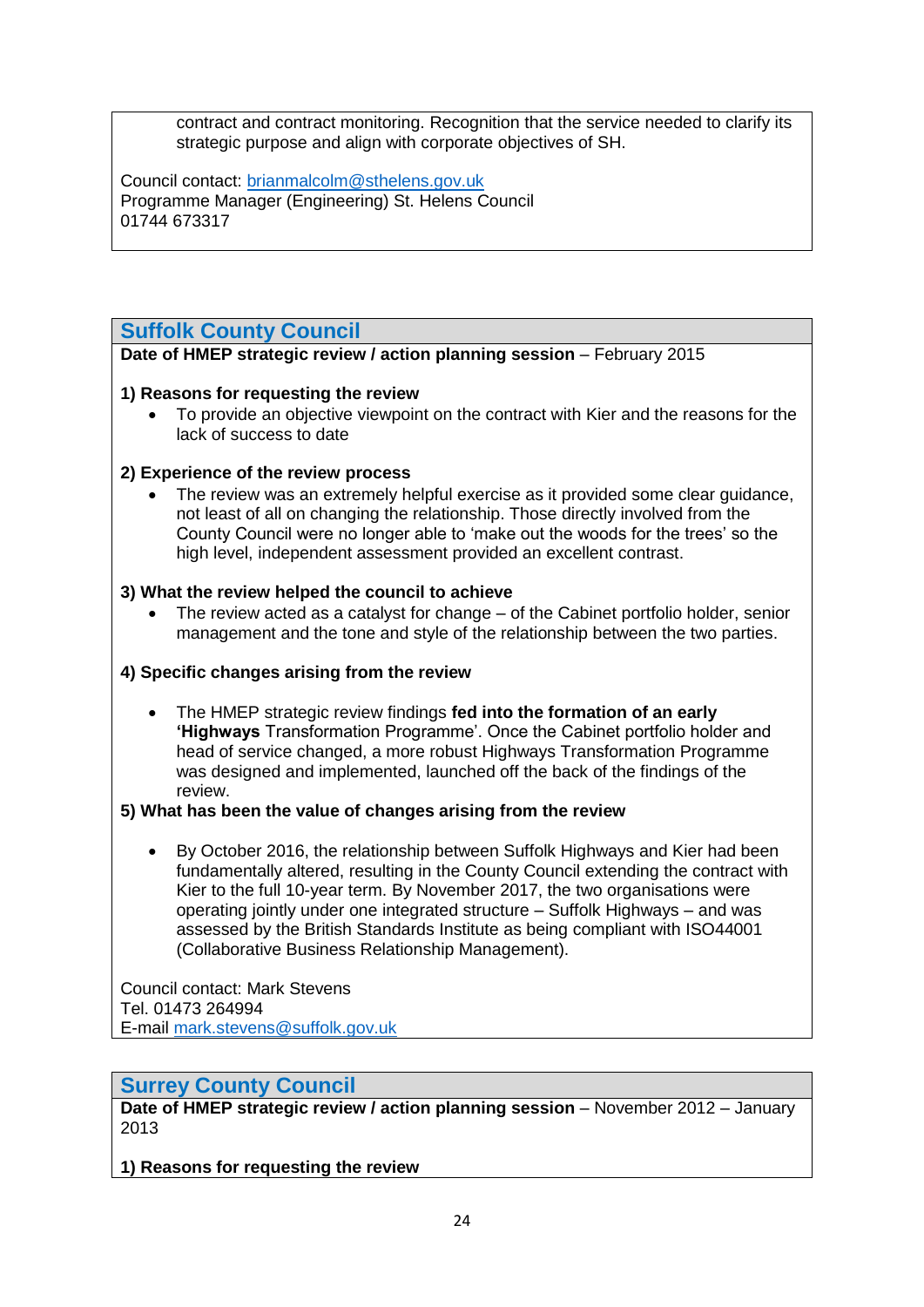contract and contract monitoring. Recognition that the service needed to clarify its strategic purpose and align with corporate objectives of SH.

Council contact: brianmalcolm@sthelens.gov.uk
Programme Manager (Engineering) St. Helens Council
01744 673317

## Suffolk County Council

**Date of HMEP strategic review / action planning session** – February 2015

**1) Reasons for requesting the review**

- To provide an objective viewpoint on the contract with Kier and the reasons for the lack of success to date

**2) Experience of the review process**

- The review was an extremely helpful exercise as it provided some clear guidance, not least of all on changing the relationship. Those directly involved from the County Council were no longer able to 'make out the woods for the trees' so the high level, independent assessment provided an excellent contrast.

**3) What the review helped the council to achieve**

- The review acted as a catalyst for change – of the Cabinet portfolio holder, senior management and the tone and style of the relationship between the two parties.

**4) Specific changes arising from the review**

- The HMEP strategic review findings **fed into the formation of an early 'Highways** Transformation Programme'. Once the Cabinet portfolio holder and head of service changed, a more robust Highways Transformation Programme was designed and implemented, launched off the back of the findings of the review.

**5) What has been the value of changes arising from the review**

- By October 2016, the relationship between Suffolk Highways and Kier had been fundamentally altered, resulting in the County Council extending the contract with Kier to the full 10-year term. By November 2017, the two organisations were operating jointly under one integrated structure – Suffolk Highways – and was assessed by the British Standards Institute as being compliant with ISO44001 (Collaborative Business Relationship Management).

Council contact: Mark Stevens
Tel. 01473 264994
E-mail mark.stevens@suffolk.gov.uk

## Surrey County Council

**Date of HMEP strategic review / action planning session** – November 2012 – January 2013

**1) Reasons for requesting the review**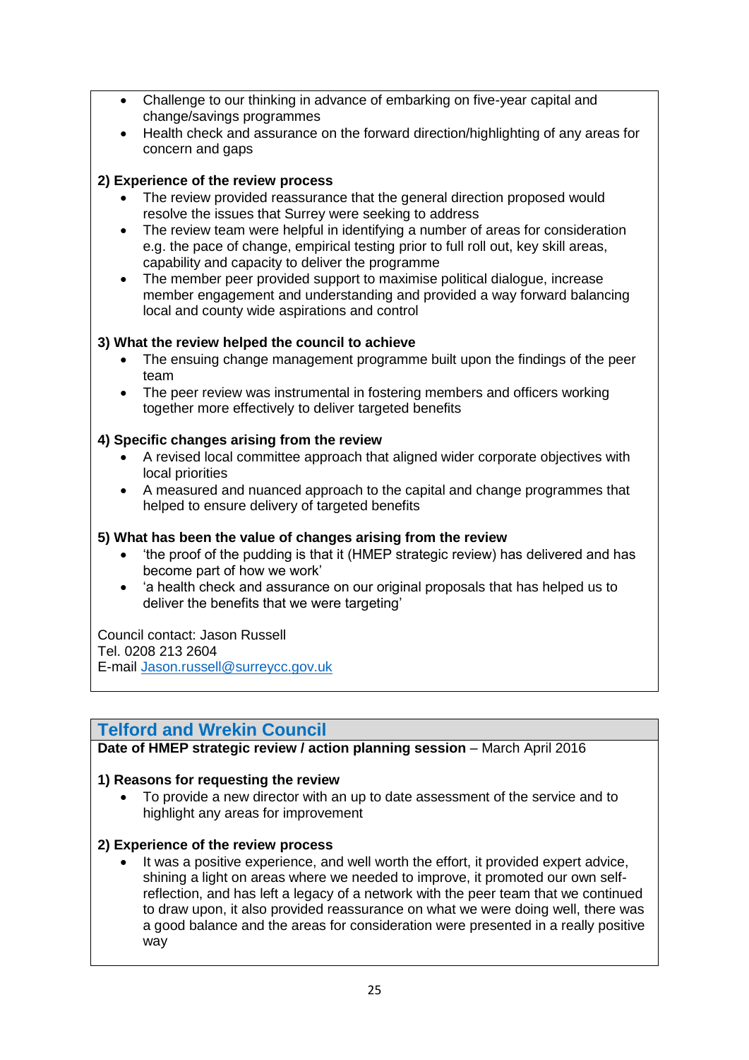- Challenge to our thinking in advance of embarking on five-year capital and change/savings programmes
- Health check and assurance on the forward direction/highlighting of any areas for concern and gaps

**2) Experience of the review process**

- The review provided reassurance that the general direction proposed would resolve the issues that Surrey were seeking to address
- The review team were helpful in identifying a number of areas for consideration e.g. the pace of change, empirical testing prior to full roll out, key skill areas, capability and capacity to deliver the programme
- The member peer provided support to maximise political dialogue, increase member engagement and understanding and provided a way forward balancing local and county wide aspirations and control

**3) What the review helped the council to achieve**

- The ensuing change management programme built upon the findings of the peer team
- The peer review was instrumental in fostering members and officers working together more effectively to deliver targeted benefits

**4) Specific changes arising from the review**

- A revised local committee approach that aligned wider corporate objectives with local priorities
- A measured and nuanced approach to the capital and change programmes that helped to ensure delivery of targeted benefits

**5) What has been the value of changes arising from the review**

- 'the proof of the pudding is that it (HMEP strategic review) has delivered and has become part of how we work'
- 'a health check and assurance on our original proposals that has helped us to deliver the benefits that we were targeting'

Council contact: Jason Russell
Tel. 0208 213 2604
E-mail Jason.russell@surreycc.gov.uk

## Telford and Wrekin Council

**Date of HMEP strategic review / action planning session** – March April 2016

**1) Reasons for requesting the review**

- To provide a new director with an up to date assessment of the service and to highlight any areas for improvement

**2) Experience of the review process**

- It was a positive experience, and well worth the effort, it provided expert advice, shining a light on areas where we needed to improve, it promoted our own self-reflection, and has left a legacy of a network with the peer team that we continued to draw upon, it also provided reassurance on what we were doing well, there was a good balance and the areas for consideration were presented in a really positive way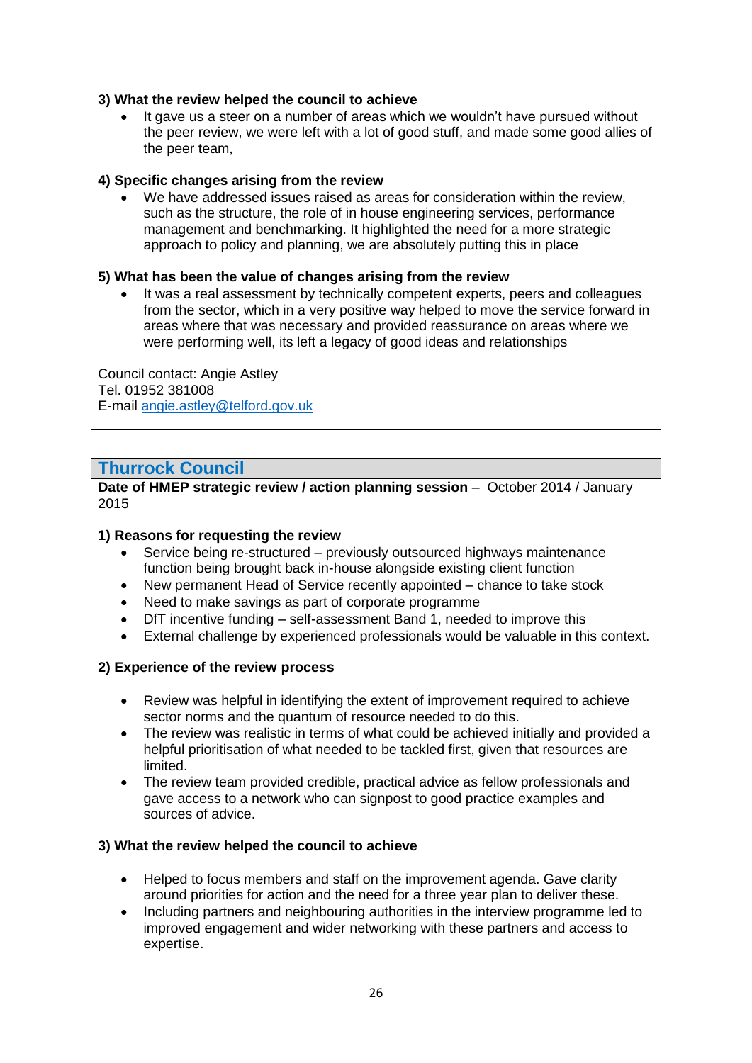**3) What the review helped the council to achieve**

- It gave us a steer on a number of areas which we wouldn't have pursued without the peer review, we were left with a lot of good stuff, and made some good allies of the peer team,

**4) Specific changes arising from the review**

- We have addressed issues raised as areas for consideration within the review, such as the structure, the role of in house engineering services, performance management and benchmarking. It highlighted the need for a more strategic approach to policy and planning, we are absolutely putting this in place

**5) What has been the value of changes arising from the review**

- It was a real assessment by technically competent experts, peers and colleagues from the sector, which in a very positive way helped to move the service forward in areas where that was necessary and provided reassurance on areas where we were performing well, its left a legacy of good ideas and relationships

Council contact: Angie Astley
Tel. 01952 381008
E-mail [angie.astley@telford.gov.uk](mailto:angie.astley@telford.gov.uk)

## Thurrock Council

**Date of HMEP strategic review / action planning session** – October 2014 / January 2015

**1) Reasons for requesting the review**

- Service being re-structured – previously outsourced highways maintenance function being brought back in-house alongside existing client function
- New permanent Head of Service recently appointed – chance to take stock
- Need to make savings as part of corporate programme
- DfT incentive funding – self-assessment Band 1, needed to improve this
- External challenge by experienced professionals would be valuable in this context.

**2) Experience of the review process**

- Review was helpful in identifying the extent of improvement required to achieve sector norms and the quantum of resource needed to do this.
- The review was realistic in terms of what could be achieved initially and provided a helpful prioritisation of what needed to be tackled first, given that resources are limited.
- The review team provided credible, practical advice as fellow professionals and gave access to a network who can signpost to good practice examples and sources of advice.

**3) What the review helped the council to achieve**

- Helped to focus members and staff on the improvement agenda. Gave clarity around priorities for action and the need for a three year plan to deliver these.
- Including partners and neighbouring authorities in the interview programme led to improved engagement and wider networking with these partners and access to expertise.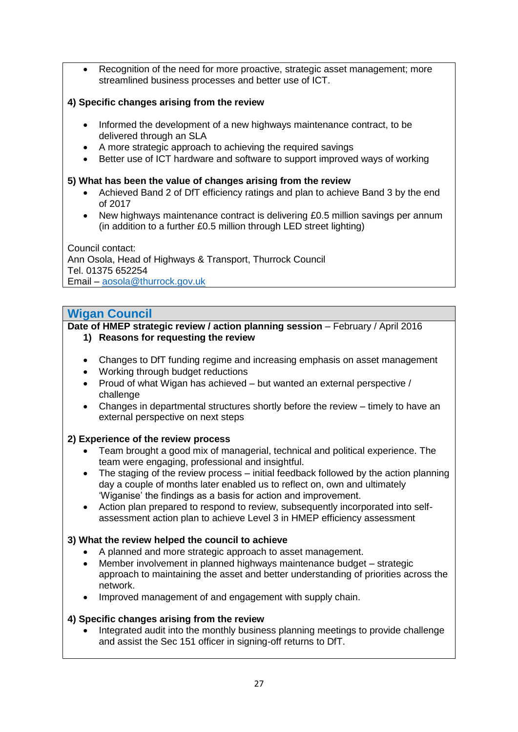- Recognition of the need for more proactive, strategic asset management; more streamlined business processes and better use of ICT.

**4) Specific changes arising from the review**

- Informed the development of a new highways maintenance contract, to be delivered through an SLA
- A more strategic approach to achieving the required savings
- Better use of ICT hardware and software to support improved ways of working

**5) What has been the value of changes arising from the review**

- Achieved Band 2 of DfT efficiency ratings and plan to achieve Band 3 by the end of 2017
- New highways maintenance contract is delivering £0.5 million savings per annum (in addition to a further £0.5 million through LED street lighting)

Council contact:
Ann Osola, Head of Highways & Transport, Thurrock Council
Tel. 01375 652254
Email – aosola@thurrock.gov.uk

## Wigan Council

**Date of HMEP strategic review / action planning session** – February / April 2016

**1) Reasons for requesting the review**

- Changes to DfT funding regime and increasing emphasis on asset management
- Working through budget reductions
- Proud of what Wigan has achieved – but wanted an external perspective / challenge
- Changes in departmental structures shortly before the review – timely to have an external perspective on next steps

**2) Experience of the review process**

- Team brought a good mix of managerial, technical and political experience. The team were engaging, professional and insightful.
- The staging of the review process – initial feedback followed by the action planning day a couple of months later enabled us to reflect on, own and ultimately 'Wiganise' the findings as a basis for action and improvement.
- Action plan prepared to respond to review, subsequently incorporated into self-assessment action plan to achieve Level 3 in HMEP efficiency assessment

**3) What the review helped the council to achieve**

- A planned and more strategic approach to asset management.
- Member involvement in planned highways maintenance budget – strategic approach to maintaining the asset and better understanding of priorities across the network.
- Improved management of and engagement with supply chain.

**4) Specific changes arising from the review**

- Integrated audit into the monthly business planning meetings to provide challenge and assist the Sec 151 officer in signing-off returns to DfT.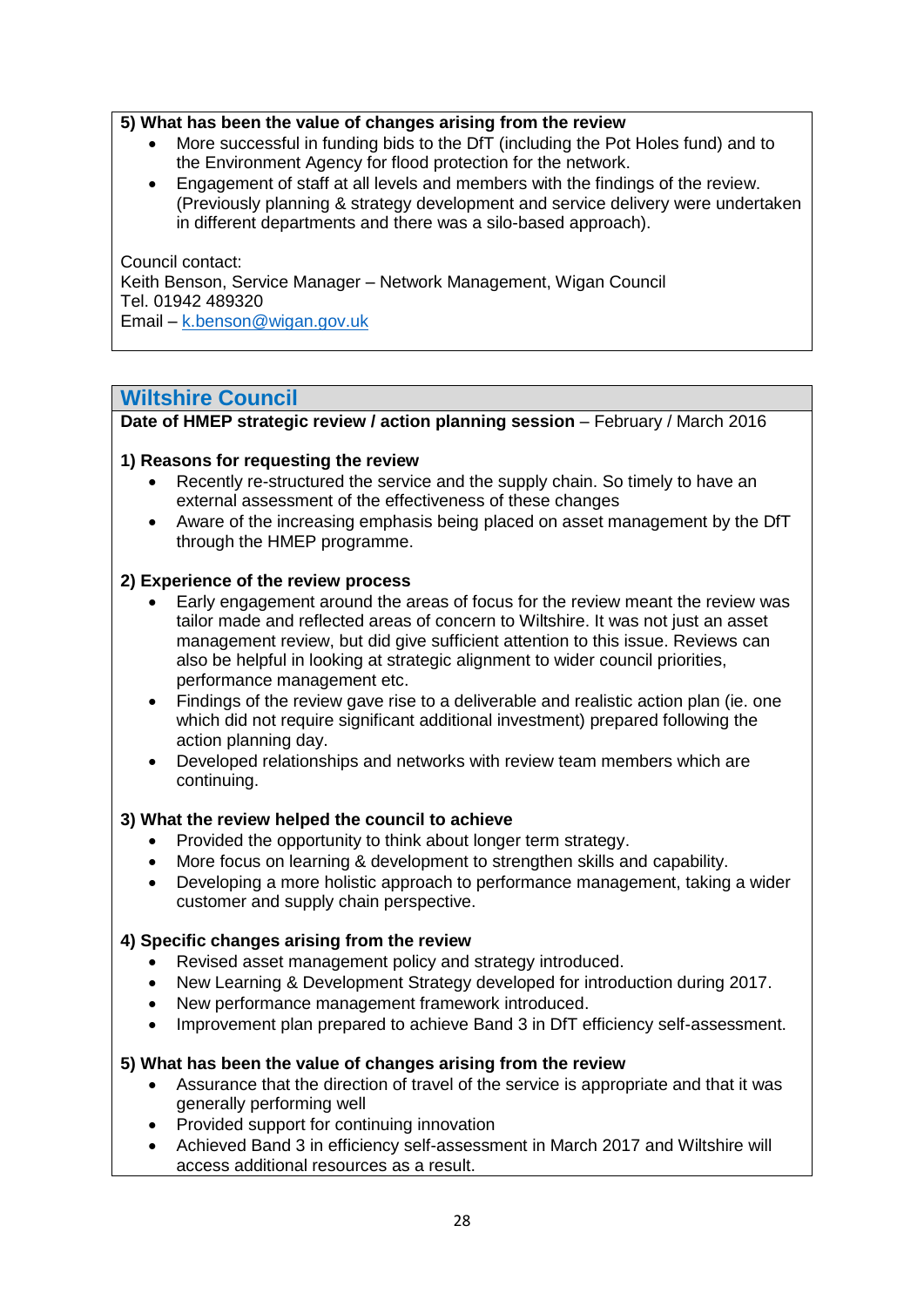**5) What has been the value of changes arising from the review**

- More successful in funding bids to the DfT (including the Pot Holes fund) and to the Environment Agency for flood protection for the network.
- Engagement of staff at all levels and members with the findings of the review. (Previously planning & strategy development and service delivery were undertaken in different departments and there was a silo-based approach).

Council contact:
Keith Benson, Service Manager – Network Management, Wigan Council
Tel. 01942 489320
Email – k.benson@wigan.gov.uk

## Wiltshire Council

**Date of HMEP strategic review / action planning session** – February / March 2016

**1) Reasons for requesting the review**

- Recently re-structured the service and the supply chain. So timely to have an external assessment of the effectiveness of these changes
- Aware of the increasing emphasis being placed on asset management by the DfT through the HMEP programme.

**2) Experience of the review process**

- Early engagement around the areas of focus for the review meant the review was tailor made and reflected areas of concern to Wiltshire. It was not just an asset management review, but did give sufficient attention to this issue. Reviews can also be helpful in looking at strategic alignment to wider council priorities, performance management etc.
- Findings of the review gave rise to a deliverable and realistic action plan (ie. one which did not require significant additional investment) prepared following the action planning day.
- Developed relationships and networks with review team members which are continuing.

**3) What the review helped the council to achieve**

- Provided the opportunity to think about longer term strategy.
- More focus on learning & development to strengthen skills and capability.
- Developing a more holistic approach to performance management, taking a wider customer and supply chain perspective.

**4) Specific changes arising from the review**

- Revised asset management policy and strategy introduced.
- New Learning & Development Strategy developed for introduction during 2017.
- New performance management framework introduced.
- Improvement plan prepared to achieve Band 3 in DfT efficiency self-assessment.

**5) What has been the value of changes arising from the review**

- Assurance that the direction of travel of the service is appropriate and that it was generally performing well
- Provided support for continuing innovation
- Achieved Band 3 in efficiency self-assessment in March 2017 and Wiltshire will access additional resources as a result.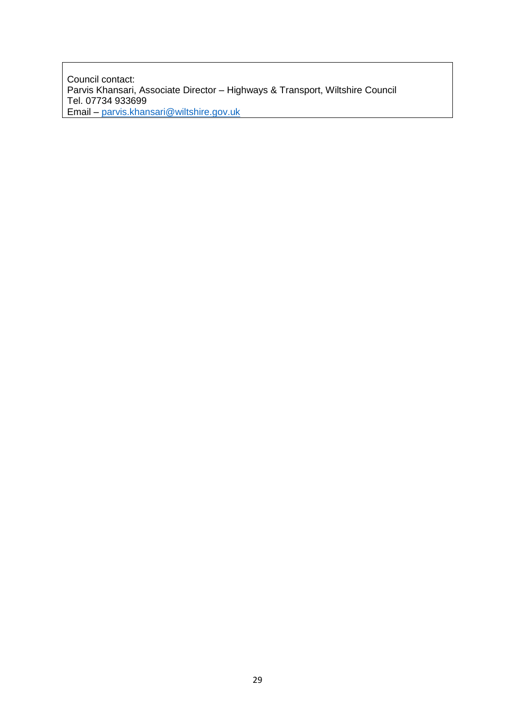Council contact:
Parvis Khansari, Associate Director – Highways & Transport, Wiltshire Council
Tel. 07734 933699
Email – parvis.khansari@wiltshire.gov.uk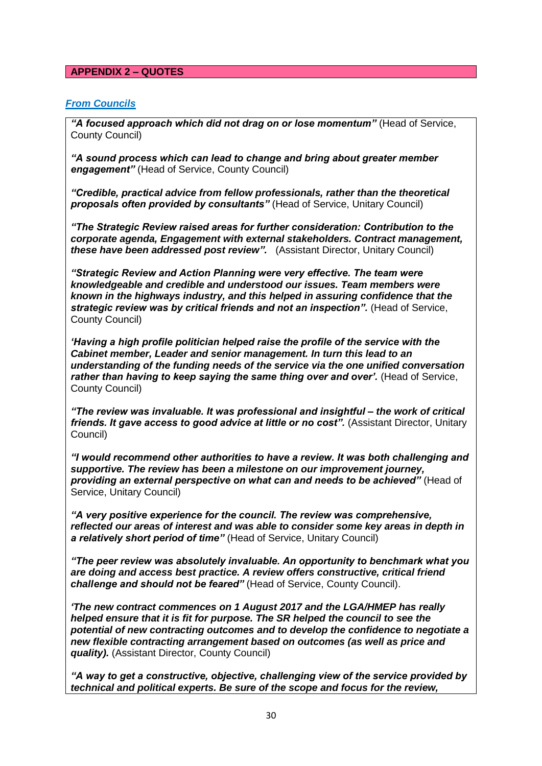## APPENDIX 2 – QUOTES

### *From Councils*

***"A focused approach which did not drag on or lose momentum"*** (Head of Service, County Council)

***"A sound process which can lead to change and bring about greater member engagement"*** (Head of Service, County Council)

***"Credible, practical advice from fellow professionals, rather than the theoretical proposals often provided by consultants"*** (Head of Service, Unitary Council)

***"The Strategic Review raised areas for further consideration: Contribution to the corporate agenda, Engagement with external stakeholders. Contract management, these have been addressed post review".*** (Assistant Director, Unitary Council)

***"Strategic Review and Action Planning were very effective. The team were knowledgeable and credible and understood our issues. Team members were known in the highways industry, and this helped in assuring confidence that the strategic review was by critical friends and not an inspection".*** (Head of Service, County Council)

***'Having a high profile politician helped raise the profile of the service with the Cabinet member, Leader and senior management. In turn this lead to an understanding of the funding needs of the service via the one unified conversation rather than having to keep saying the same thing over and over'.*** (Head of Service, County Council)

***"The review was invaluable. It was professional and insightful – the work of critical friends. It gave access to good advice at little or no cost".*** (Assistant Director, Unitary Council)

***"I would recommend other authorities to have a review. It was both challenging and supportive. The review has been a milestone on our improvement journey, providing an external perspective on what can and needs to be achieved"*** (Head of Service, Unitary Council)

***"A very positive experience for the council. The review was comprehensive, reflected our areas of interest and was able to consider some key areas in depth in a relatively short period of time"*** (Head of Service, Unitary Council)

***"The peer review was absolutely invaluable. An opportunity to benchmark what you are doing and access best practice. A review offers constructive, critical friend challenge and should not be feared"*** (Head of Service, County Council).

***'The new contract commences on 1 August 2017 and the LGA/HMEP has really helped ensure that it is fit for purpose. The SR helped the council to see the potential of new contracting outcomes and to develop the confidence to negotiate a new flexible contracting arrangement based on outcomes (as well as price and quality).*** (Assistant Director, County Council)

***"A way to get a constructive, objective, challenging view of the service provided by technical and political experts. Be sure of the scope and focus for the review,***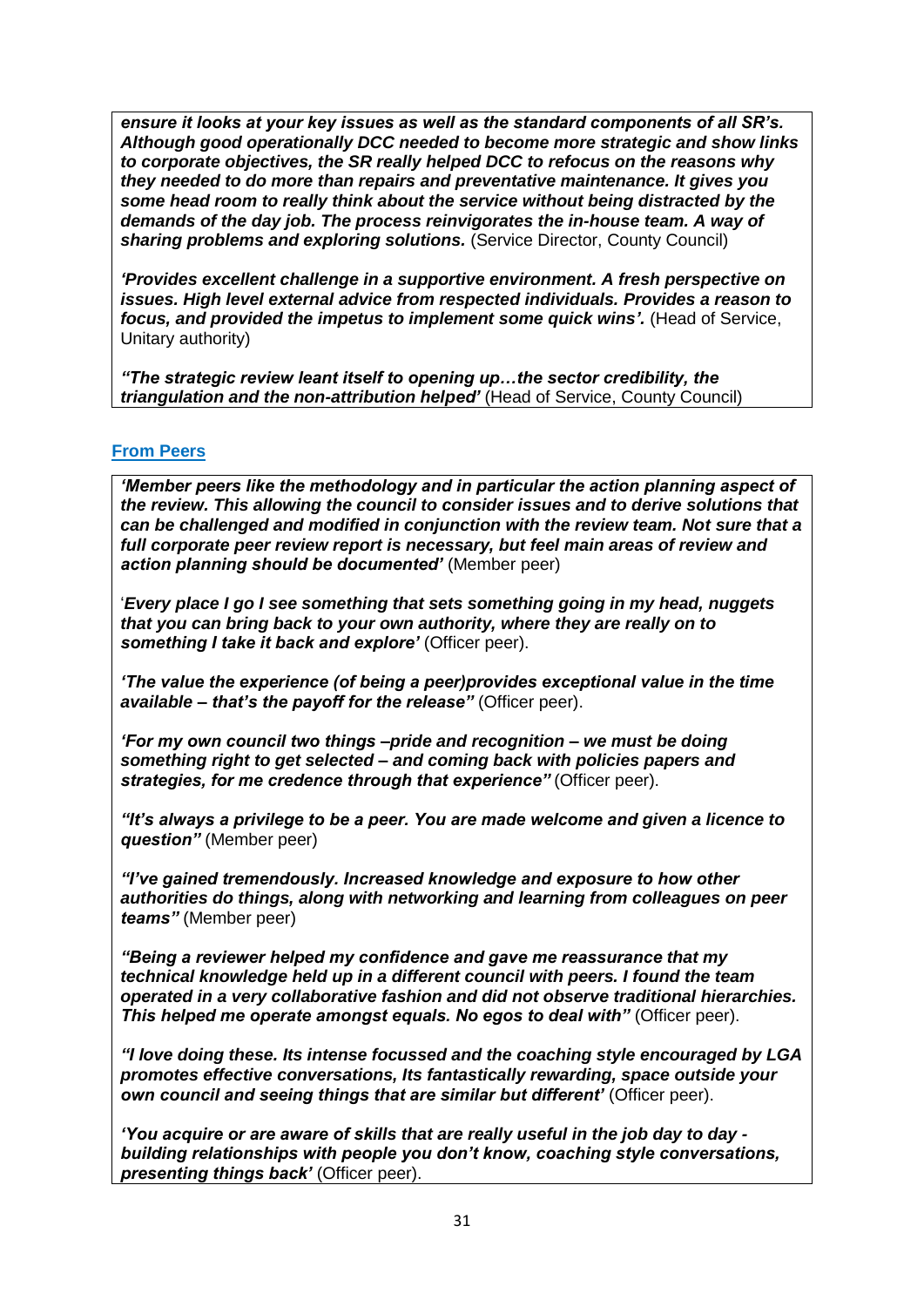***ensure it looks at your key issues as well as the standard components of all SR's. Although good operationally DCC needed to become more strategic and show links to corporate objectives, the SR really helped DCC to refocus on the reasons why they needed to do more than repairs and preventative maintenance. It gives you some head room to really think about the service without being distracted by the demands of the day job. The process reinvigorates the in-house team. A way of sharing problems and exploring solutions.*** (Service Director, County Council)

***'Provides excellent challenge in a supportive environment. A fresh perspective on issues. High level external advice from respected individuals. Provides a reason to focus, and provided the impetus to implement some quick wins'.*** (Head of Service, Unitary authority)

***"The strategic review leant itself to opening up…the sector credibility, the triangulation and the non-attribution helped'*** (Head of Service, County Council)

### From Peers

***'Member peers like the methodology and in particular the action planning aspect of the review. This allowing the council to consider issues and to derive solutions that can be challenged and modified in conjunction with the review team. Not sure that a full corporate peer review report is necessary, but feel main areas of review and action planning should be documented'*** (Member peer)

'***Every place I go I see something that sets something going in my head, nuggets that you can bring back to your own authority, where they are really on to something I take it back and explore'*** (Officer peer).

***'The value the experience (of being a peer)provides exceptional value in the time available – that's the payoff for the release"*** (Officer peer).

***'For my own council two things –pride and recognition – we must be doing something right to get selected – and coming back with policies papers and strategies, for me credence through that experience"*** (Officer peer).

***"It's always a privilege to be a peer. You are made welcome and given a licence to question"*** (Member peer)

***"I've gained tremendously. Increased knowledge and exposure to how other authorities do things, along with networking and learning from colleagues on peer teams"*** (Member peer)

***"Being a reviewer helped my confidence and gave me reassurance that my technical knowledge held up in a different council with peers. I found the team operated in a very collaborative fashion and did not observe traditional hierarchies. This helped me operate amongst equals. No egos to deal with"*** (Officer peer).

***"I love doing these. Its intense focussed and the coaching style encouraged by LGA promotes effective conversations, Its fantastically rewarding, space outside your own council and seeing things that are similar but different'*** (Officer peer).

***'You acquire or are aware of skills that are really useful in the job day to day - building relationships with people you don't know, coaching style conversations, presenting things back'*** (Officer peer).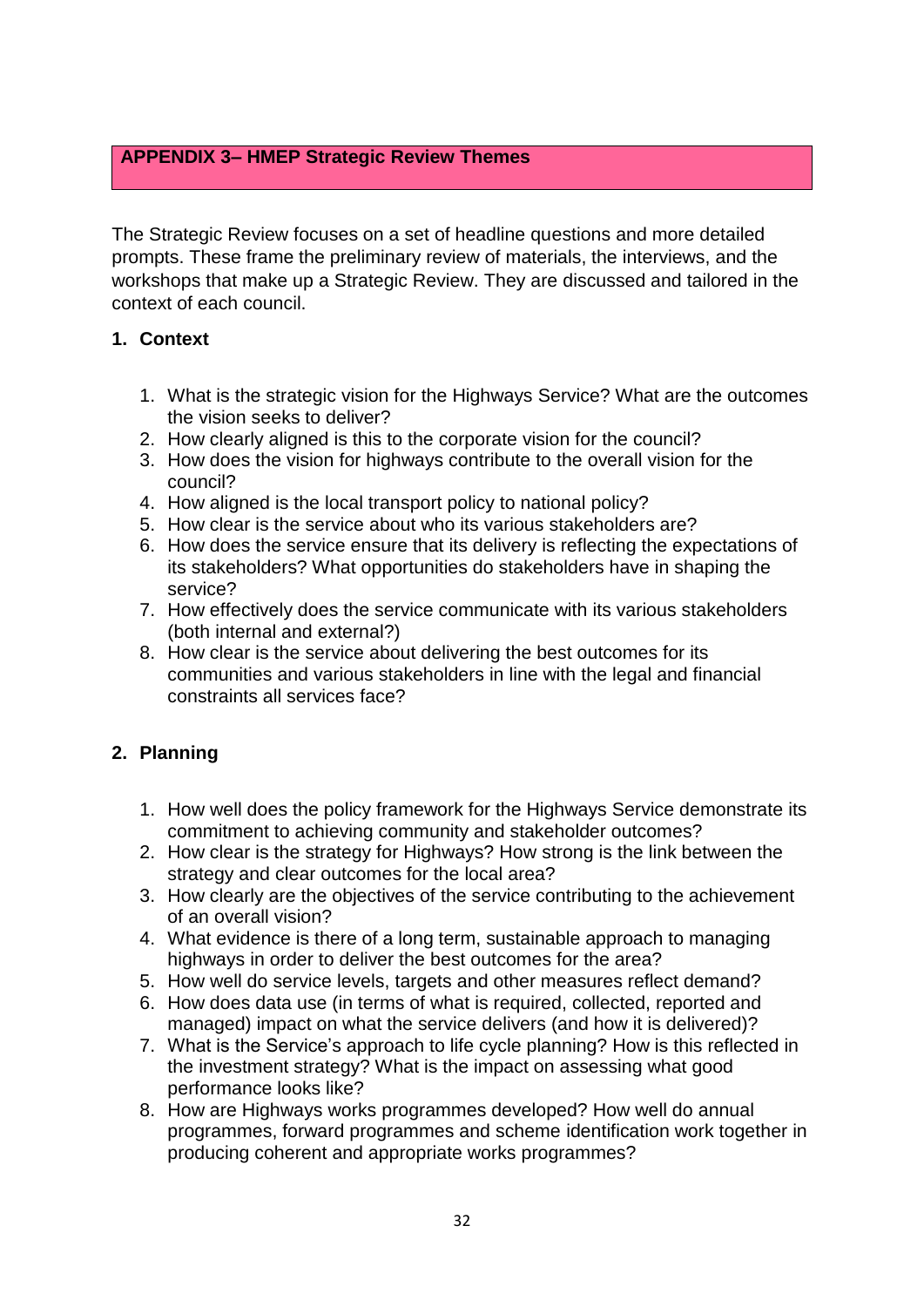## APPENDIX 3– HMEP Strategic Review Themes

The Strategic Review focuses on a set of headline questions and more detailed prompts. These frame the preliminary review of materials, the interviews, and the workshops that make up a Strategic Review. They are discussed and tailored in the context of each council.

### 1. Context

1. What is the strategic vision for the Highways Service? What are the outcomes the vision seeks to deliver?
2. How clearly aligned is this to the corporate vision for the council?
3. How does the vision for highways contribute to the overall vision for the council?
4. How aligned is the local transport policy to national policy?
5. How clear is the service about who its various stakeholders are?
6. How does the service ensure that its delivery is reflecting the expectations of its stakeholders? What opportunities do stakeholders have in shaping the service?
7. How effectively does the service communicate with its various stakeholders (both internal and external?)
8. How clear is the service about delivering the best outcomes for its communities and various stakeholders in line with the legal and financial constraints all services face?

### 2. Planning

1. How well does the policy framework for the Highways Service demonstrate its commitment to achieving community and stakeholder outcomes?
2. How clear is the strategy for Highways? How strong is the link between the strategy and clear outcomes for the local area?
3. How clearly are the objectives of the service contributing to the achievement of an overall vision?
4. What evidence is there of a long term, sustainable approach to managing highways in order to deliver the best outcomes for the area?
5. How well do service levels, targets and other measures reflect demand?
6. How does data use (in terms of what is required, collected, reported and managed) impact on what the service delivers (and how it is delivered)?
7. What is the Service's approach to life cycle planning? How is this reflected in the investment strategy? What is the impact on assessing what good performance looks like?
8. How are Highways works programmes developed? How well do annual programmes, forward programmes and scheme identification work together in producing coherent and appropriate works programmes?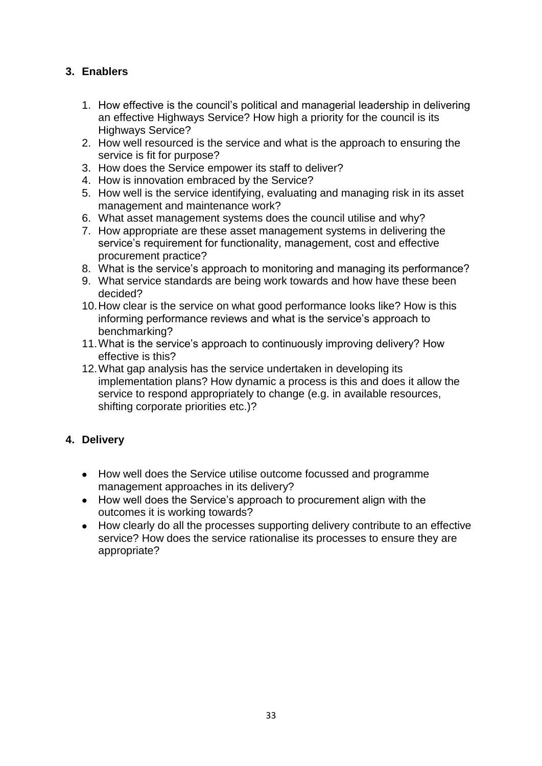## 3. Enablers

1. How effective is the council's political and managerial leadership in delivering an effective Highways Service? How high a priority for the council is its Highways Service?
2. How well resourced is the service and what is the approach to ensuring the service is fit for purpose?
3. How does the Service empower its staff to deliver?
4. How is innovation embraced by the Service?
5. How well is the service identifying, evaluating and managing risk in its asset management and maintenance work?
6. What asset management systems does the council utilise and why?
7. How appropriate are these asset management systems in delivering the service's requirement for functionality, management, cost and effective procurement practice?
8. What is the service's approach to monitoring and managing its performance?
9. What service standards are being work towards and how have these been decided?
10. How clear is the service on what good performance looks like? How is this informing performance reviews and what is the service's approach to benchmarking?
11. What is the service's approach to continuously improving delivery? How effective is this?
12. What gap analysis has the service undertaken in developing its implementation plans? How dynamic a process is this and does it allow the service to respond appropriately to change (e.g. in available resources, shifting corporate priorities etc.)?

## 4. Delivery

- How well does the Service utilise outcome focussed and programme management approaches in its delivery?
- How well does the Service's approach to procurement align with the outcomes it is working towards?
- How clearly do all the processes supporting delivery contribute to an effective service? How does the service rationalise its processes to ensure they are appropriate?